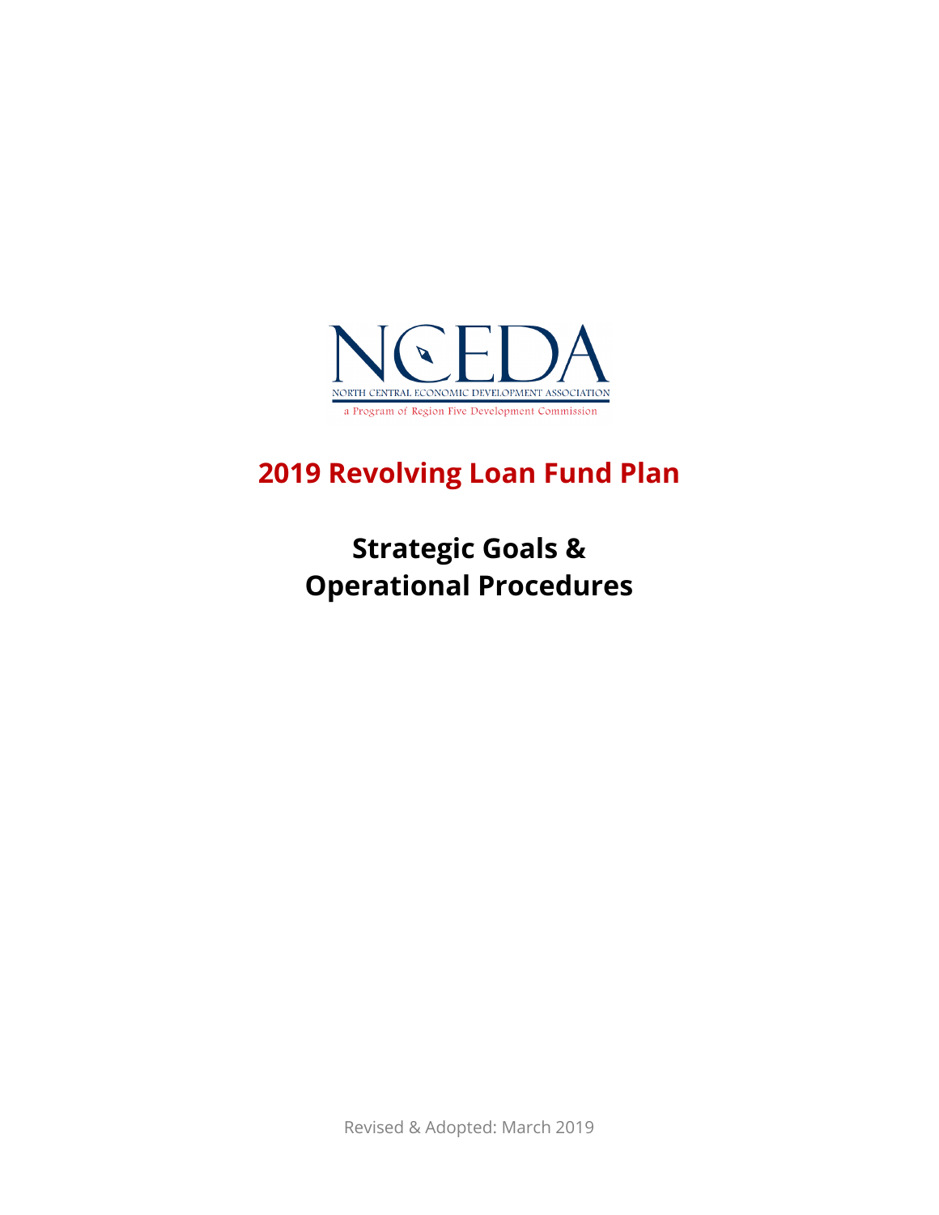NCEDA

NORTH CENTRAL ECONOMIC DEVELOPMENT ASSOCIATION

a Program of Region Five Development Commission

# 2019 Revolving Loan Fund Plan

## Strategic Goals & Operational Procedures

Revised & Adopted: March 2019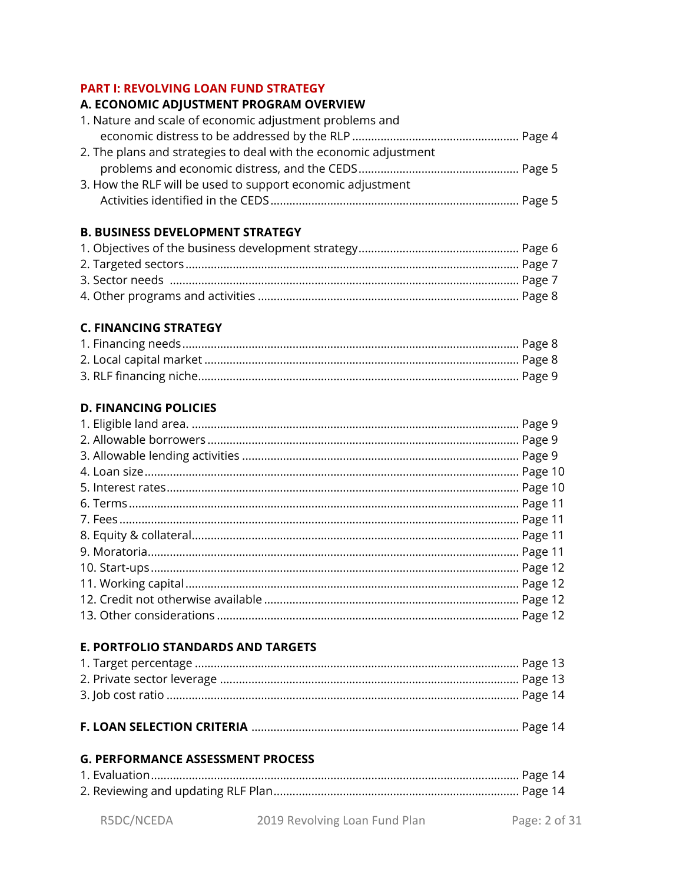## PART I: REVOLVING LOAN FUND STRATEGY

### A. ECONOMIC ADJUSTMENT PROGRAM OVERVIEW

1. Nature and scale of economic adjustment problems and economic distress to be addressed by the RLP ........ Page 4
2. The plans and strategies to deal with the economic adjustment problems and economic distress, and the CEDS ........ Page 5
3. How the RLF will be used to support economic adjustment Activities identified in the CEDS ........ Page 5

### B. BUSINESS DEVELOPMENT STRATEGY

1. Objectives of the business development strategy ........ Page 6
2. Targeted sectors ........ Page 7
3. Sector needs ........ Page 7
4. Other programs and activities ........ Page 8

### C. FINANCING STRATEGY

1. Financing needs ........ Page 8
2. Local capital market ........ Page 8
3. RLF financing niche ........ Page 9

### D. FINANCING POLICIES

1. Eligible land area. ........ Page 9
2. Allowable borrowers ........ Page 9
3. Allowable lending activities ........ Page 9
4. Loan size ........ Page 10
5. Interest rates ........ Page 10
6. Terms ........ Page 11
7. Fees ........ Page 11
8. Equity & collateral ........ Page 11
9. Moratoria ........ Page 11
10. Start-ups ........ Page 12
11. Working capital ........ Page 12
12. Credit not otherwise available ........ Page 12
13. Other considerations ........ Page 12

### E. PORTFOLIO STANDARDS AND TARGETS

1. Target percentage ........ Page 13
2. Private sector leverage ........ Page 13
3. Job cost ratio ........ Page 14

### F. LOAN SELECTION CRITERIA ........ Page 14

### G. PERFORMANCE ASSESSMENT PROCESS

1. Evaluation ........ Page 14
2. Reviewing and updating RLF Plan ........ Page 14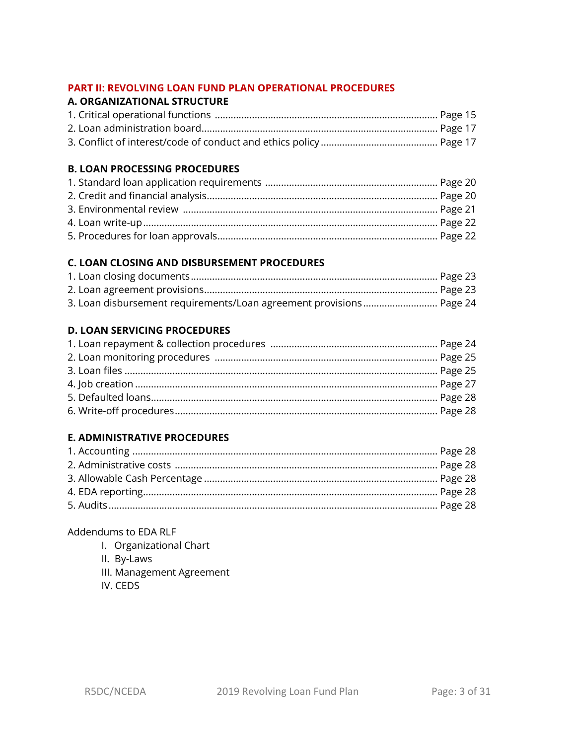## PART II: REVOLVING LOAN FUND PLAN OPERATIONAL PROCEDURES

### A. ORGANIZATIONAL STRUCTURE

1. Critical operational functions ........ Page 15
2. Loan administration board ........ Page 17
3. Conflict of interest/code of conduct and ethics policy ........ Page 17

### B. LOAN PROCESSING PROCEDURES

1. Standard loan application requirements ........ Page 20
2. Credit and financial analysis ........ Page 20
3. Environmental review ........ Page 21
4. Loan write-up ........ Page 22
5. Procedures for loan approvals ........ Page 22

### C. LOAN CLOSING AND DISBURSEMENT PROCEDURES

1. Loan closing documents ........ Page 23
2. Loan agreement provisions ........ Page 23
3. Loan disbursement requirements/Loan agreement provisions ........ Page 24

### D. LOAN SERVICING PROCEDURES

1. Loan repayment & collection procedures ........ Page 24
2. Loan monitoring procedures ........ Page 25
3. Loan files ........ Page 25
4. Job creation ........ Page 27
5. Defaulted loans ........ Page 28
6. Write-off procedures ........ Page 28

### E. ADMINISTRATIVE PROCEDURES

1. Accounting ........ Page 28
2. Administrative costs ........ Page 28
3. Allowable Cash Percentage ........ Page 28
4. EDA reporting ........ Page 28
5. Audits ........ Page 28

Addendums to EDA RLF

- I. Organizational Chart
- II. By-Laws
- III. Management Agreement
- IV. CEDS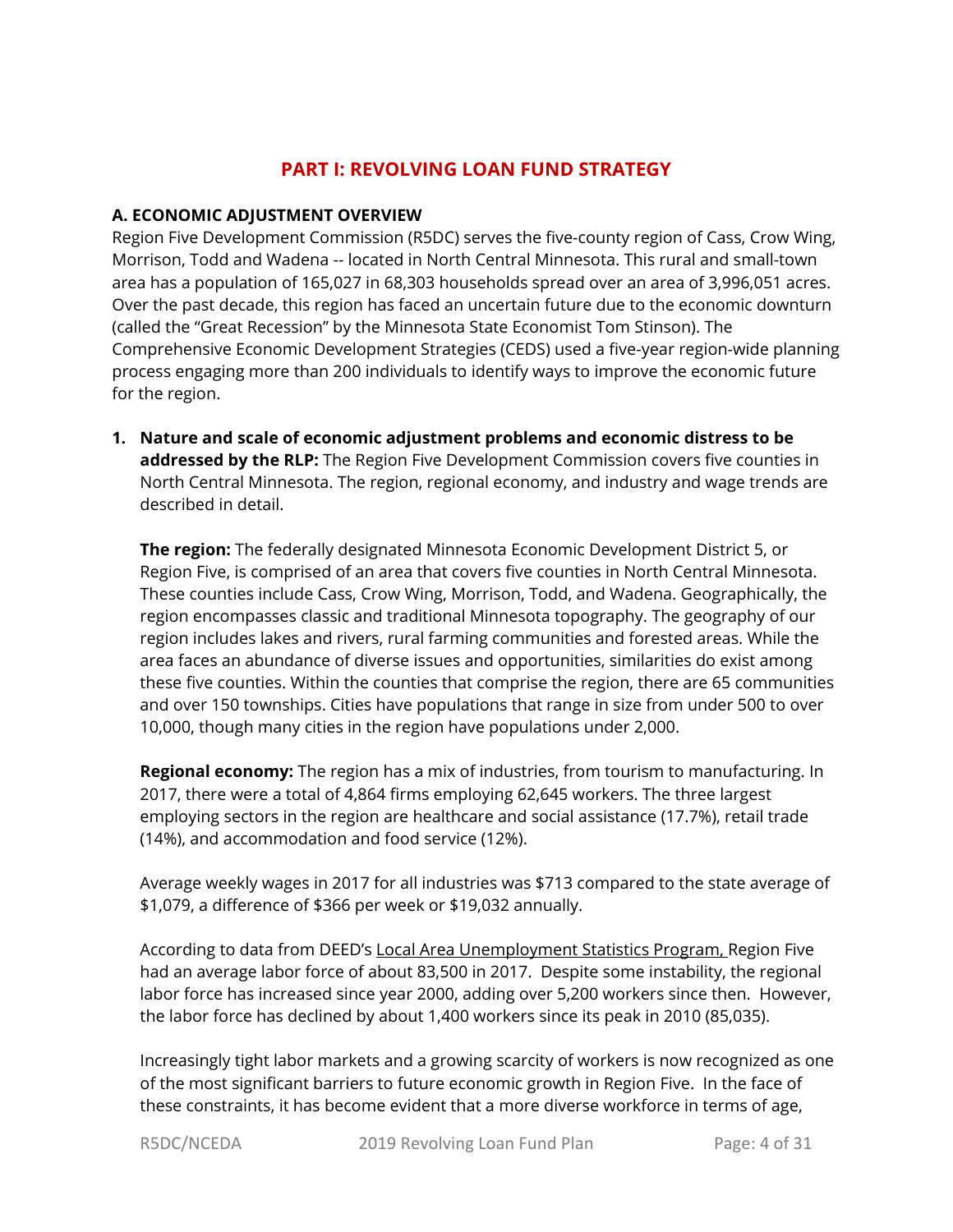## PART I: REVOLVING LOAN FUND STRATEGY

### A. ECONOMIC ADJUSTMENT OVERVIEW

Region Five Development Commission (R5DC) serves the five-county region of Cass, Crow Wing, Morrison, Todd and Wadena -- located in North Central Minnesota. This rural and small-town area has a population of 165,027 in 68,303 households spread over an area of 3,996,051 acres. Over the past decade, this region has faced an uncertain future due to the economic downturn (called the "Great Recession" by the Minnesota State Economist Tom Stinson). The Comprehensive Economic Development Strategies (CEDS) used a five-year region-wide planning process engaging more than 200 individuals to identify ways to improve the economic future for the region.

1. **Nature and scale of economic adjustment problems and economic distress to be addressed by the RLP:** The Region Five Development Commission covers five counties in North Central Minnesota. The region, regional economy, and industry and wage trends are described in detail.

   **The region:** The federally designated Minnesota Economic Development District 5, or Region Five, is comprised of an area that covers five counties in North Central Minnesota. These counties include Cass, Crow Wing, Morrison, Todd, and Wadena. Geographically, the region encompasses classic and traditional Minnesota topography. The geography of our region includes lakes and rivers, rural farming communities and forested areas. While the area faces an abundance of diverse issues and opportunities, similarities do exist among these five counties. Within the counties that comprise the region, there are 65 communities and over 150 townships. Cities have populations that range in size from under 500 to over 10,000, though many cities in the region have populations under 2,000.

   **Regional economy:** The region has a mix of industries, from tourism to manufacturing. In 2017, there were a total of 4,864 firms employing 62,645 workers. The three largest employing sectors in the region are healthcare and social assistance (17.7%), retail trade (14%), and accommodation and food service (12%).

   Average weekly wages in 2017 for all industries was $713 compared to the state average of $1,079, a difference of $366 per week or $19,032 annually.

   According to data from DEED's Local Area Unemployment Statistics Program, Region Five had an average labor force of about 83,500 in 2017. Despite some instability, the regional labor force has increased since year 2000, adding over 5,200 workers since then. However, the labor force has declined by about 1,400 workers since its peak in 2010 (85,035).

   Increasingly tight labor markets and a growing scarcity of workers is now recognized as one of the most significant barriers to future economic growth in Region Five. In the face of these constraints, it has become evident that a more diverse workforce in terms of age,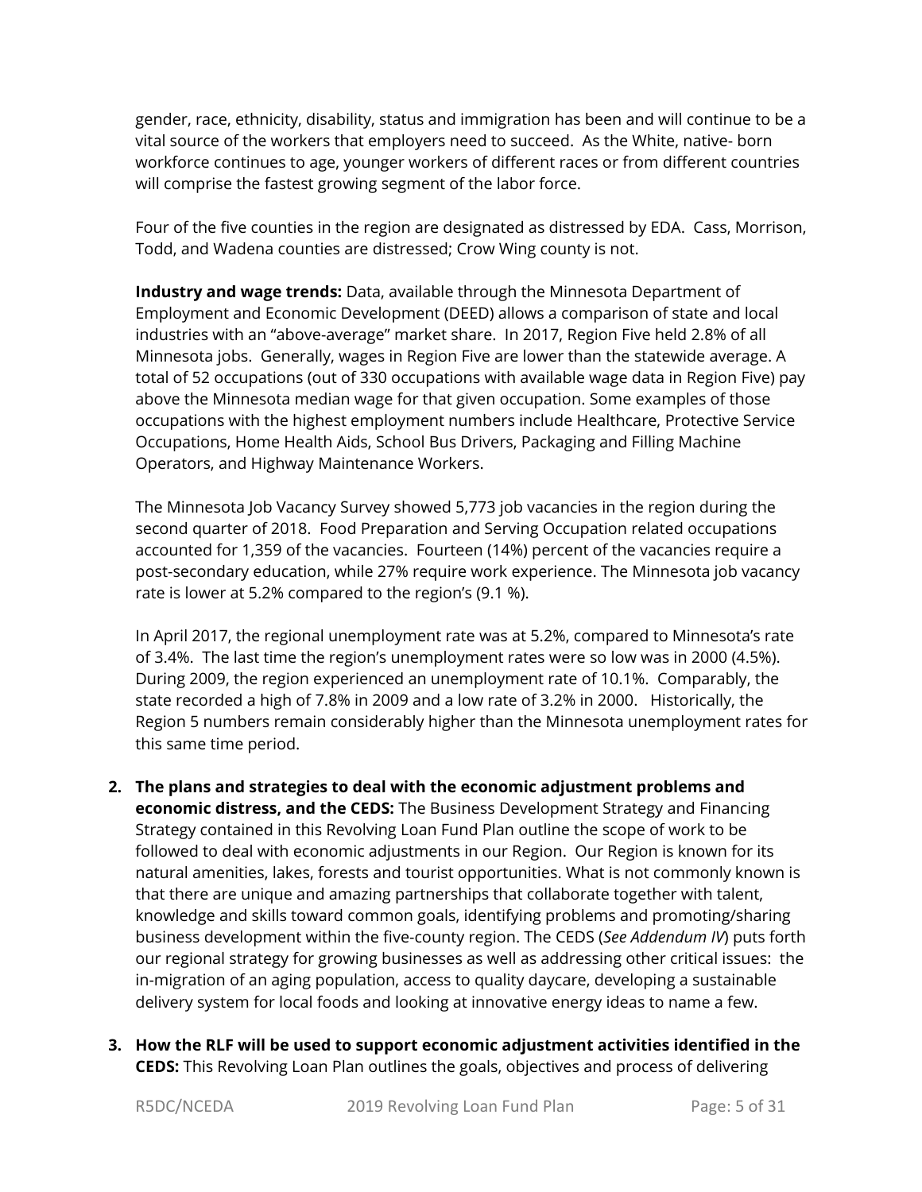gender, race, ethnicity, disability, status and immigration has been and will continue to be a vital source of the workers that employers need to succeed. As the White, native- born workforce continues to age, younger workers of different races or from different countries will comprise the fastest growing segment of the labor force.

Four of the five counties in the region are designated as distressed by EDA. Cass, Morrison, Todd, and Wadena counties are distressed; Crow Wing county is not.

**Industry and wage trends:** Data, available through the Minnesota Department of Employment and Economic Development (DEED) allows a comparison of state and local industries with an "above-average" market share. In 2017, Region Five held 2.8% of all Minnesota jobs. Generally, wages in Region Five are lower than the statewide average. A total of 52 occupations (out of 330 occupations with available wage data in Region Five) pay above the Minnesota median wage for that given occupation. Some examples of those occupations with the highest employment numbers include Healthcare, Protective Service Occupations, Home Health Aids, School Bus Drivers, Packaging and Filling Machine Operators, and Highway Maintenance Workers.

The Minnesota Job Vacancy Survey showed 5,773 job vacancies in the region during the second quarter of 2018. Food Preparation and Serving Occupation related occupations accounted for 1,359 of the vacancies. Fourteen (14%) percent of the vacancies require a post-secondary education, while 27% require work experience. The Minnesota job vacancy rate is lower at 5.2% compared to the region's (9.1 %).

In April 2017, the regional unemployment rate was at 5.2%, compared to Minnesota's rate of 3.4%. The last time the region's unemployment rates were so low was in 2000 (4.5%). During 2009, the region experienced an unemployment rate of 10.1%. Comparably, the state recorded a high of 7.8% in 2009 and a low rate of 3.2% in 2000. Historically, the Region 5 numbers remain considerably higher than the Minnesota unemployment rates for this same time period.

2. **The plans and strategies to deal with the economic adjustment problems and economic distress, and the CEDS:** The Business Development Strategy and Financing Strategy contained in this Revolving Loan Fund Plan outline the scope of work to be followed to deal with economic adjustments in our Region. Our Region is known for its natural amenities, lakes, forests and tourist opportunities. What is not commonly known is that there are unique and amazing partnerships that collaborate together with talent, knowledge and skills toward common goals, identifying problems and promoting/sharing business development within the five-county region. The CEDS (*See Addendum IV*) puts forth our regional strategy for growing businesses as well as addressing other critical issues: the in-migration of an aging population, access to quality daycare, developing a sustainable delivery system for local foods and looking at innovative energy ideas to name a few.

3. **How the RLF will be used to support economic adjustment activities identified in the CEDS:** This Revolving Loan Plan outlines the goals, objectives and process of delivering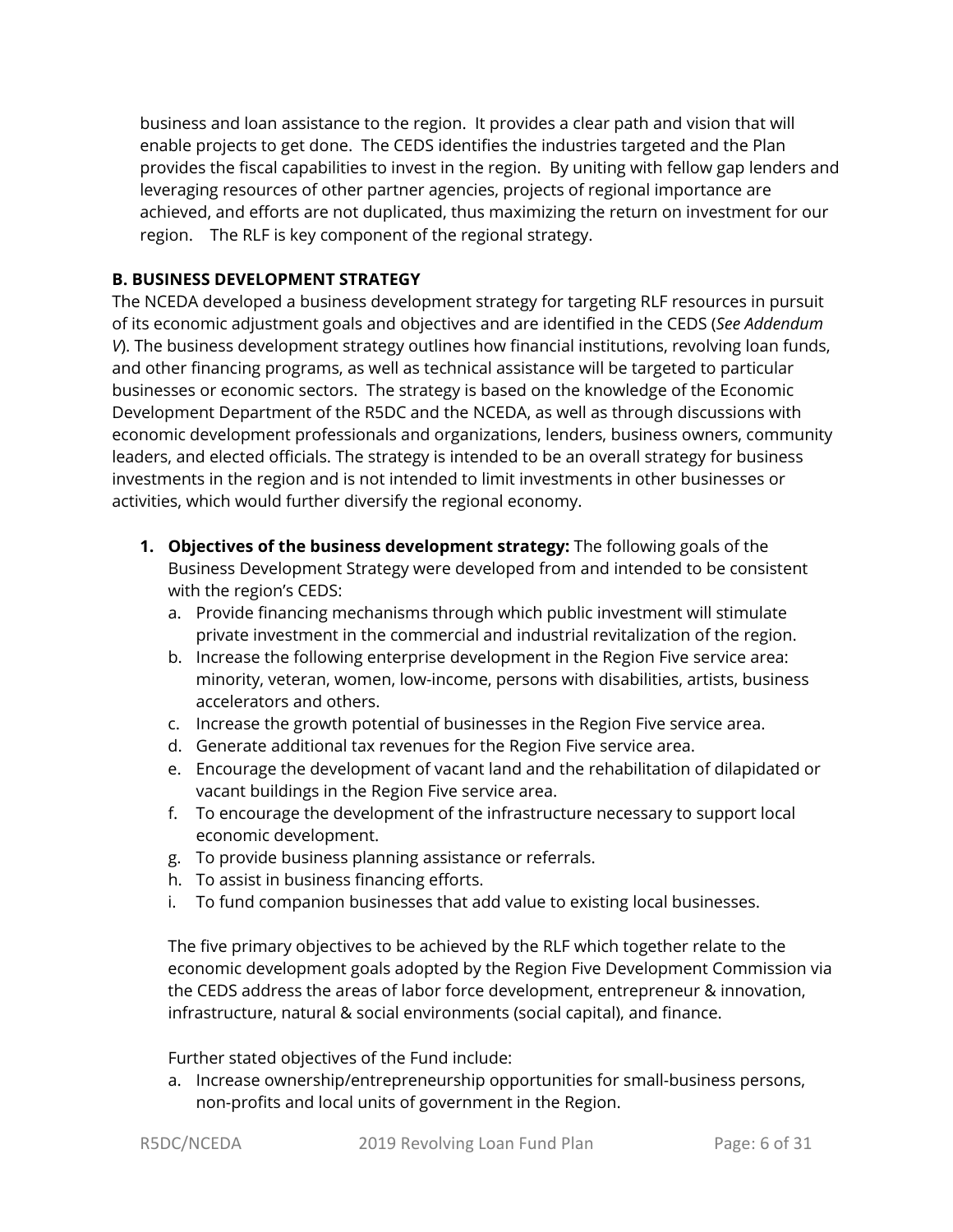business and loan assistance to the region. It provides a clear path and vision that will enable projects to get done. The CEDS identifies the industries targeted and the Plan provides the fiscal capabilities to invest in the region. By uniting with fellow gap lenders and leveraging resources of other partner agencies, projects of regional importance are achieved, and efforts are not duplicated, thus maximizing the return on investment for our region. The RLF is key component of the regional strategy.

## B. BUSINESS DEVELOPMENT STRATEGY

The NCEDA developed a business development strategy for targeting RLF resources in pursuit of its economic adjustment goals and objectives and are identified in the CEDS (*See Addendum V*). The business development strategy outlines how financial institutions, revolving loan funds, and other financing programs, as well as technical assistance will be targeted to particular businesses or economic sectors. The strategy is based on the knowledge of the Economic Development Department of the R5DC and the NCEDA, as well as through discussions with economic development professionals and organizations, lenders, business owners, community leaders, and elected officials. The strategy is intended to be an overall strategy for business investments in the region and is not intended to limit investments in other businesses or activities, which would further diversify the regional economy.

1. **Objectives of the business development strategy:** The following goals of the Business Development Strategy were developed from and intended to be consistent with the region's CEDS:
   a. Provide financing mechanisms through which public investment will stimulate private investment in the commercial and industrial revitalization of the region.
   b. Increase the following enterprise development in the Region Five service area: minority, veteran, women, low-income, persons with disabilities, artists, business accelerators and others.
   c. Increase the growth potential of businesses in the Region Five service area.
   d. Generate additional tax revenues for the Region Five service area.
   e. Encourage the development of vacant land and the rehabilitation of dilapidated or vacant buildings in the Region Five service area.
   f. To encourage the development of the infrastructure necessary to support local economic development.
   g. To provide business planning assistance or referrals.
   h. To assist in business financing efforts.
   i. To fund companion businesses that add value to existing local businesses.

   The five primary objectives to be achieved by the RLF which together relate to the economic development goals adopted by the Region Five Development Commission via the CEDS address the areas of labor force development, entrepreneur & innovation, infrastructure, natural & social environments (social capital), and finance.

   Further stated objectives of the Fund include:
   a. Increase ownership/entrepreneurship opportunities for small-business persons, non-profits and local units of government in the Region.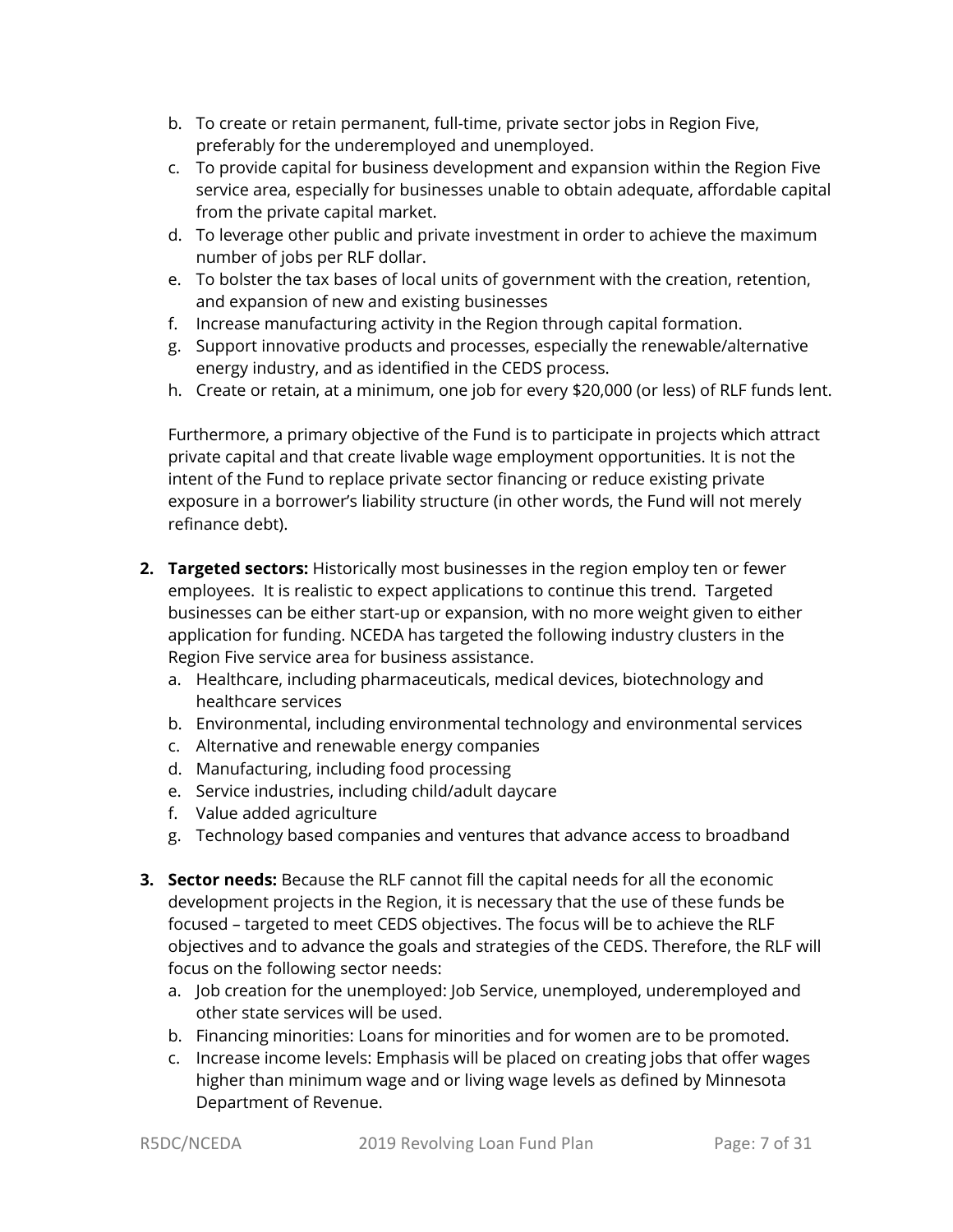b. To create or retain permanent, full-time, private sector jobs in Region Five, preferably for the underemployed and unemployed.
c. To provide capital for business development and expansion within the Region Five service area, especially for businesses unable to obtain adequate, affordable capital from the private capital market.
d. To leverage other public and private investment in order to achieve the maximum number of jobs per RLF dollar.
e. To bolster the tax bases of local units of government with the creation, retention, and expansion of new and existing businesses
f. Increase manufacturing activity in the Region through capital formation.
g. Support innovative products and processes, especially the renewable/alternative energy industry, and as identified in the CEDS process.
h. Create or retain, at a minimum, one job for every $20,000 (or less) of RLF funds lent.

Furthermore, a primary objective of the Fund is to participate in projects which attract private capital and that create livable wage employment opportunities. It is not the intent of the Fund to replace private sector financing or reduce existing private exposure in a borrower's liability structure (in other words, the Fund will not merely refinance debt).

2. **Targeted sectors:** Historically most businesses in the region employ ten or fewer employees. It is realistic to expect applications to continue this trend. Targeted businesses can be either start-up or expansion, with no more weight given to either application for funding. NCEDA has targeted the following industry clusters in the Region Five service area for business assistance.
   a. Healthcare, including pharmaceuticals, medical devices, biotechnology and healthcare services
   b. Environmental, including environmental technology and environmental services
   c. Alternative and renewable energy companies
   d. Manufacturing, including food processing
   e. Service industries, including child/adult daycare
   f. Value added agriculture
   g. Technology based companies and ventures that advance access to broadband

3. **Sector needs:** Because the RLF cannot fill the capital needs for all the economic development projects in the Region, it is necessary that the use of these funds be focused – targeted to meet CEDS objectives. The focus will be to achieve the RLF objectives and to advance the goals and strategies of the CEDS. Therefore, the RLF will focus on the following sector needs:
   a. Job creation for the unemployed: Job Service, unemployed, underemployed and other state services will be used.
   b. Financing minorities: Loans for minorities and for women are to be promoted.
   c. Increase income levels: Emphasis will be placed on creating jobs that offer wages higher than minimum wage and or living wage levels as defined by Minnesota Department of Revenue.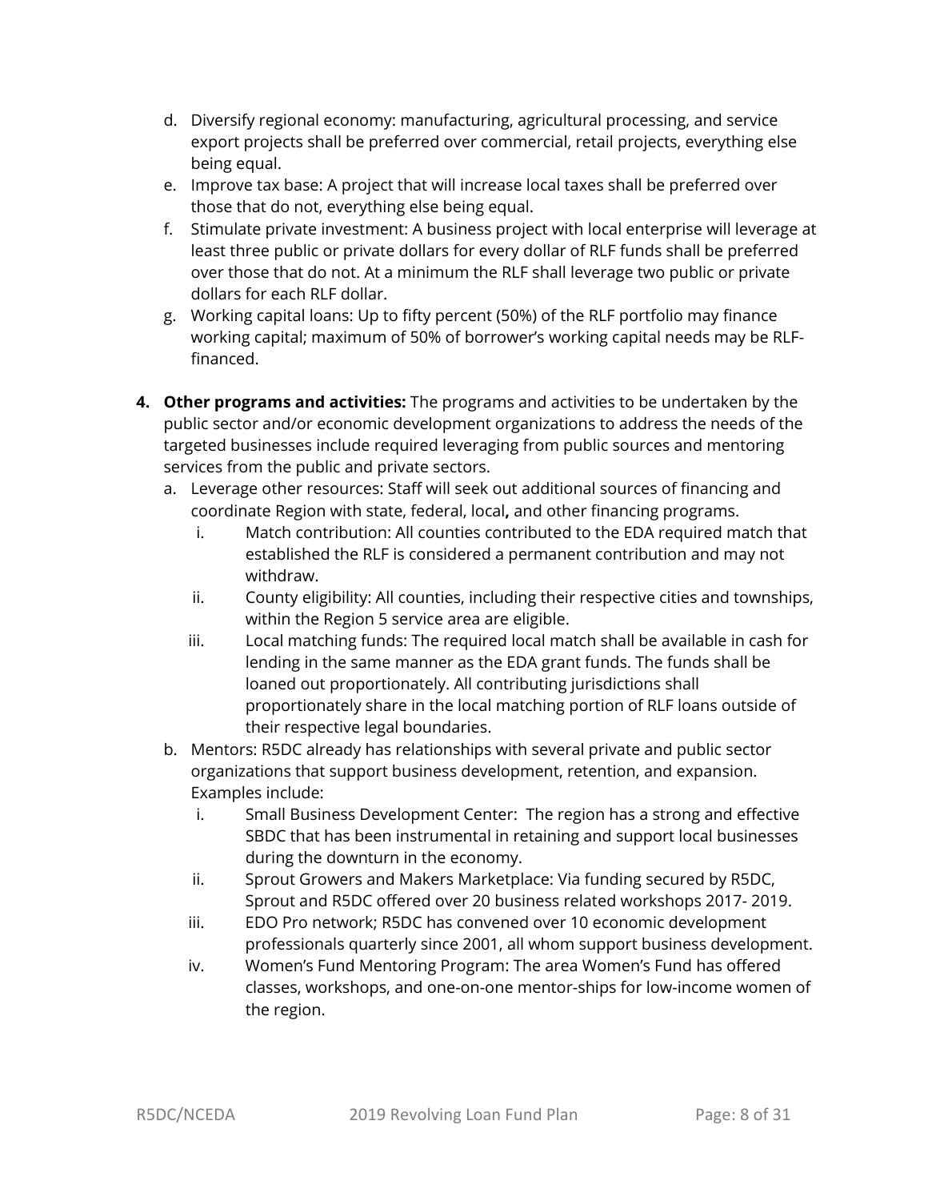d. Diversify regional economy: manufacturing, agricultural processing, and service export projects shall be preferred over commercial, retail projects, everything else being equal.
e. Improve tax base: A project that will increase local taxes shall be preferred over those that do not, everything else being equal.
f. Stimulate private investment: A business project with local enterprise will leverage at least three public or private dollars for every dollar of RLF funds shall be preferred over those that do not. At a minimum the RLF shall leverage two public or private dollars for each RLF dollar.
g. Working capital loans: Up to fifty percent (50%) of the RLF portfolio may finance working capital; maximum of 50% of borrower's working capital needs may be RLF-financed.

4. **Other programs and activities:** The programs and activities to be undertaken by the public sector and/or economic development organizations to address the needs of the targeted businesses include required leveraging from public sources and mentoring services from the public and private sectors.
   a. Leverage other resources: Staff will seek out additional sources of financing and coordinate Region with state, federal, local**,** and other financing programs.
      i. Match contribution: All counties contributed to the EDA required match that established the RLF is considered a permanent contribution and may not withdraw.
      ii. County eligibility: All counties, including their respective cities and townships, within the Region 5 service area are eligible.
      iii. Local matching funds: The required local match shall be available in cash for lending in the same manner as the EDA grant funds. The funds shall be loaned out proportionately. All contributing jurisdictions shall proportionately share in the local matching portion of RLF loans outside of their respective legal boundaries.
   b. Mentors: R5DC already has relationships with several private and public sector organizations that support business development, retention, and expansion. Examples include:
      i. Small Business Development Center: The region has a strong and effective SBDC that has been instrumental in retaining and support local businesses during the downturn in the economy.
      ii. Sprout Growers and Makers Marketplace: Via funding secured by R5DC, Sprout and R5DC offered over 20 business related workshops 2017- 2019.
      iii. EDO Pro network; R5DC has convened over 10 economic development professionals quarterly since 2001, all whom support business development.
      iv. Women's Fund Mentoring Program: The area Women's Fund has offered classes, workshops, and one-on-one mentor-ships for low-income women of the region.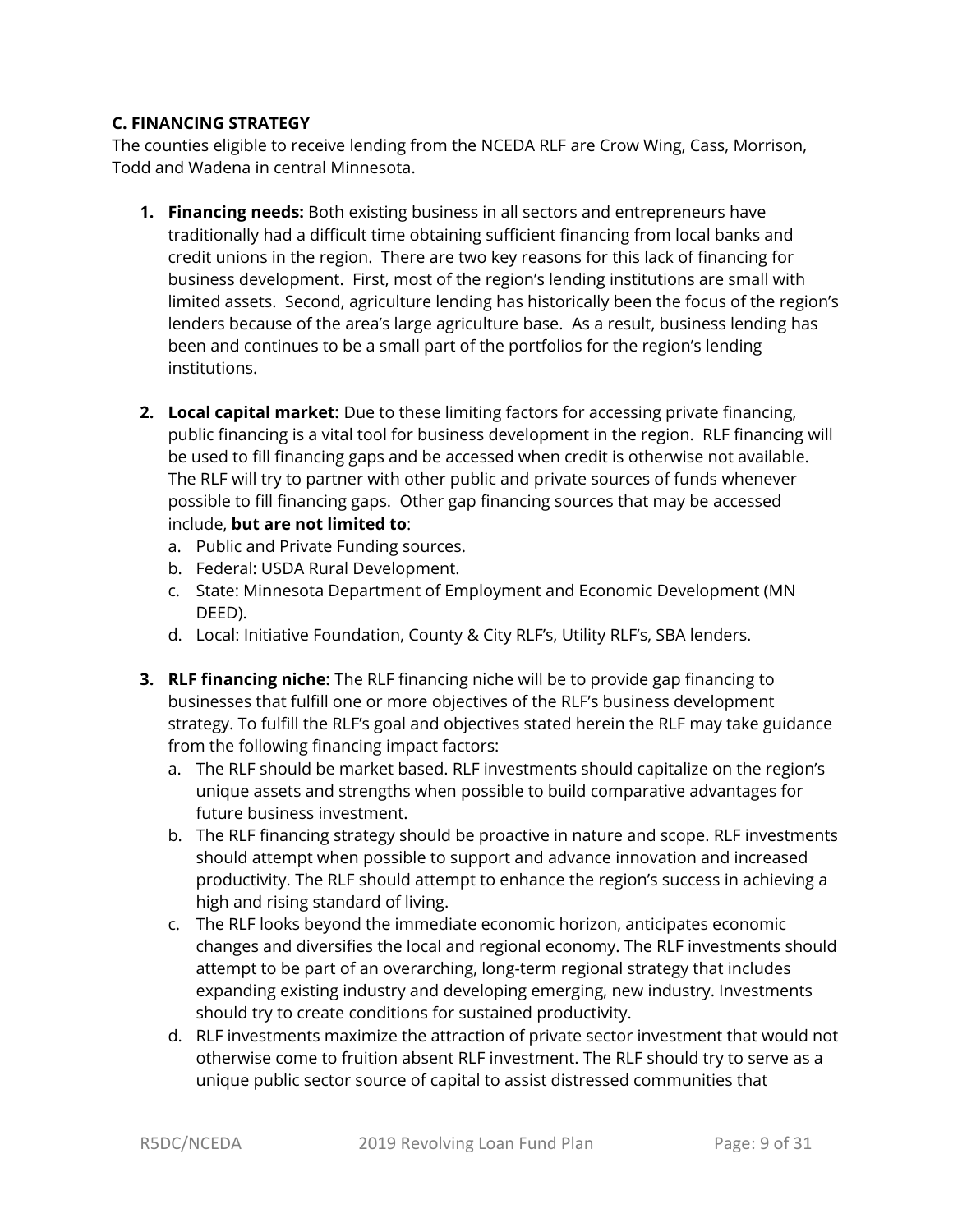### C. FINANCING STRATEGY

The counties eligible to receive lending from the NCEDA RLF are Crow Wing, Cass, Morrison, Todd and Wadena in central Minnesota.

1. **Financing needs:** Both existing business in all sectors and entrepreneurs have traditionally had a difficult time obtaining sufficient financing from local banks and credit unions in the region. There are two key reasons for this lack of financing for business development. First, most of the region's lending institutions are small with limited assets. Second, agriculture lending has historically been the focus of the region's lenders because of the area's large agriculture base. As a result, business lending has been and continues to be a small part of the portfolios for the region's lending institutions.

2. **Local capital market:** Due to these limiting factors for accessing private financing, public financing is a vital tool for business development in the region. RLF financing will be used to fill financing gaps and be accessed when credit is otherwise not available. The RLF will try to partner with other public and private sources of funds whenever possible to fill financing gaps. Other gap financing sources that may be accessed include, **but are not limited to**:
   a. Public and Private Funding sources.
   b. Federal: USDA Rural Development.
   c. State: Minnesota Department of Employment and Economic Development (MN DEED).
   d. Local: Initiative Foundation, County & City RLF's, Utility RLF's, SBA lenders.

3. **RLF financing niche:** The RLF financing niche will be to provide gap financing to businesses that fulfill one or more objectives of the RLF's business development strategy. To fulfill the RLF's goal and objectives stated herein the RLF may take guidance from the following financing impact factors:
   a. The RLF should be market based. RLF investments should capitalize on the region's unique assets and strengths when possible to build comparative advantages for future business investment.
   b. The RLF financing strategy should be proactive in nature and scope. RLF investments should attempt when possible to support and advance innovation and increased productivity. The RLF should attempt to enhance the region's success in achieving a high and rising standard of living.
   c. The RLF looks beyond the immediate economic horizon, anticipates economic changes and diversifies the local and regional economy. The RLF investments should attempt to be part of an overarching, long-term regional strategy that includes expanding existing industry and developing emerging, new industry. Investments should try to create conditions for sustained productivity.
   d. RLF investments maximize the attraction of private sector investment that would not otherwise come to fruition absent RLF investment. The RLF should try to serve as a unique public sector source of capital to assist distressed communities that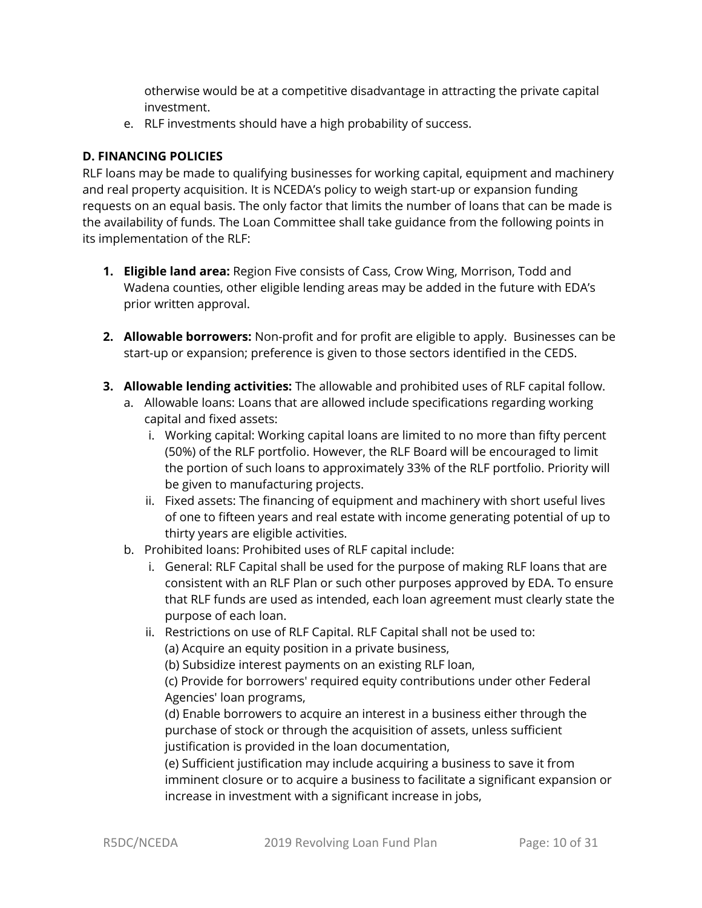otherwise would be at a competitive disadvantage in attracting the private capital investment.

e. RLF investments should have a high probability of success.

**D. FINANCING POLICIES**

RLF loans may be made to qualifying businesses for working capital, equipment and machinery and real property acquisition. It is NCEDA's policy to weigh start-up or expansion funding requests on an equal basis. The only factor that limits the number of loans that can be made is the availability of funds. The Loan Committee shall take guidance from the following points in its implementation of the RLF:

1. **Eligible land area:** Region Five consists of Cass, Crow Wing, Morrison, Todd and Wadena counties, other eligible lending areas may be added in the future with EDA's prior written approval.

2. **Allowable borrowers:** Non-profit and for profit are eligible to apply. Businesses can be start-up or expansion; preference is given to those sectors identified in the CEDS.

3. **Allowable lending activities:** The allowable and prohibited uses of RLF capital follow.
   a. Allowable loans: Loans that are allowed include specifications regarding working capital and fixed assets:
      i. Working capital: Working capital loans are limited to no more than fifty percent (50%) of the RLF portfolio. However, the RLF Board will be encouraged to limit the portion of such loans to approximately 33% of the RLF portfolio. Priority will be given to manufacturing projects.
      ii. Fixed assets: The financing of equipment and machinery with short useful lives of one to fifteen years and real estate with income generating potential of up to thirty years are eligible activities.
   b. Prohibited loans: Prohibited uses of RLF capital include:
      i. General: RLF Capital shall be used for the purpose of making RLF loans that are consistent with an RLF Plan or such other purposes approved by EDA. To ensure that RLF funds are used as intended, each loan agreement must clearly state the purpose of each loan.
      ii. Restrictions on use of RLF Capital. RLF Capital shall not be used to:
         (a) Acquire an equity position in a private business,
         (b) Subsidize interest payments on an existing RLF loan,
         (c) Provide for borrowers' required equity contributions under other Federal Agencies' loan programs,
         (d) Enable borrowers to acquire an interest in a business either through the purchase of stock or through the acquisition of assets, unless sufficient justification is provided in the loan documentation,
         (e) Sufficient justification may include acquiring a business to save it from imminent closure or to acquire a business to facilitate a significant expansion or increase in investment with a significant increase in jobs,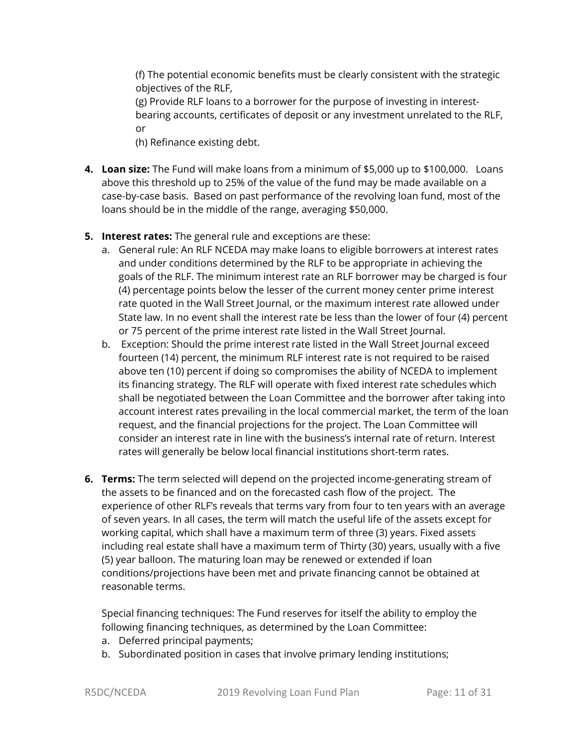(f) The potential economic benefits must be clearly consistent with the strategic objectives of the RLF,

(g) Provide RLF loans to a borrower for the purpose of investing in interest-bearing accounts, certificates of deposit or any investment unrelated to the RLF, or

(h) Refinance existing debt.

4. **Loan size:** The Fund will make loans from a minimum of $5,000 up to $100,000. Loans above this threshold up to 25% of the value of the fund may be made available on a case-by-case basis. Based on past performance of the revolving loan fund, most of the loans should be in the middle of the range, averaging $50,000.

5. **Interest rates:** The general rule and exceptions are these:
   a. General rule: An RLF NCEDA may make loans to eligible borrowers at interest rates and under conditions determined by the RLF to be appropriate in achieving the goals of the RLF. The minimum interest rate an RLF borrower may be charged is four (4) percentage points below the lesser of the current money center prime interest rate quoted in the Wall Street Journal, or the maximum interest rate allowed under State law. In no event shall the interest rate be less than the lower of four (4) percent or 75 percent of the prime interest rate listed in the Wall Street Journal.
   b. Exception: Should the prime interest rate listed in the Wall Street Journal exceed fourteen (14) percent, the minimum RLF interest rate is not required to be raised above ten (10) percent if doing so compromises the ability of NCEDA to implement its financing strategy. The RLF will operate with fixed interest rate schedules which shall be negotiated between the Loan Committee and the borrower after taking into account interest rates prevailing in the local commercial market, the term of the loan request, and the financial projections for the project. The Loan Committee will consider an interest rate in line with the business's internal rate of return. Interest rates will generally be below local financial institutions short-term rates.

6. **Terms:** The term selected will depend on the projected income-generating stream of the assets to be financed and on the forecasted cash flow of the project. The experience of other RLF's reveals that terms vary from four to ten years with an average of seven years. In all cases, the term will match the useful life of the assets except for working capital, which shall have a maximum term of three (3) years. Fixed assets including real estate shall have a maximum term of Thirty (30) years, usually with a five (5) year balloon. The maturing loan may be renewed or extended if loan conditions/projections have been met and private financing cannot be obtained at reasonable terms.

   Special financing techniques: The Fund reserves for itself the ability to employ the following financing techniques, as determined by the Loan Committee:
   a. Deferred principal payments;
   b. Subordinated position in cases that involve primary lending institutions;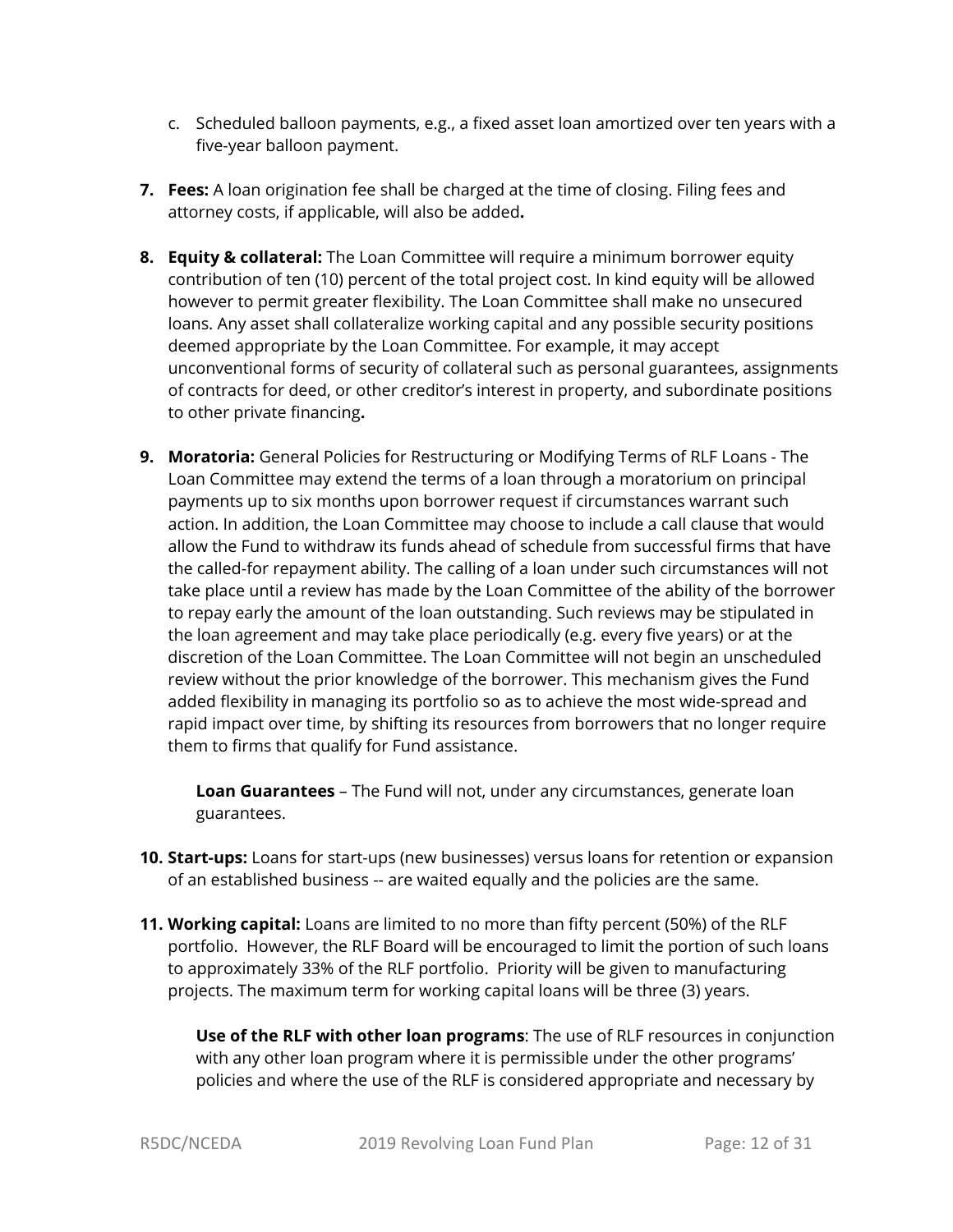c. Scheduled balloon payments, e.g., a fixed asset loan amortized over ten years with a five-year balloon payment.

7. **Fees:** A loan origination fee shall be charged at the time of closing. Filing fees and attorney costs, if applicable, will also be added**.**

8. **Equity & collateral:** The Loan Committee will require a minimum borrower equity contribution of ten (10) percent of the total project cost. In kind equity will be allowed however to permit greater flexibility. The Loan Committee shall make no unsecured loans. Any asset shall collateralize working capital and any possible security positions deemed appropriate by the Loan Committee. For example, it may accept unconventional forms of security of collateral such as personal guarantees, assignments of contracts for deed, or other creditor's interest in property, and subordinate positions to other private financing**.**

9. **Moratoria:** General Policies for Restructuring or Modifying Terms of RLF Loans - The Loan Committee may extend the terms of a loan through a moratorium on principal payments up to six months upon borrower request if circumstances warrant such action. In addition, the Loan Committee may choose to include a call clause that would allow the Fund to withdraw its funds ahead of schedule from successful firms that have the called-for repayment ability. The calling of a loan under such circumstances will not take place until a review has made by the Loan Committee of the ability of the borrower to repay early the amount of the loan outstanding. Such reviews may be stipulated in the loan agreement and may take place periodically (e.g. every five years) or at the discretion of the Loan Committee. The Loan Committee will not begin an unscheduled review without the prior knowledge of the borrower. This mechanism gives the Fund added flexibility in managing its portfolio so as to achieve the most wide-spread and rapid impact over time, by shifting its resources from borrowers that no longer require them to firms that qualify for Fund assistance.

   **Loan Guarantees** – The Fund will not, under any circumstances, generate loan guarantees.

10. **Start-ups:** Loans for start-ups (new businesses) versus loans for retention or expansion of an established business -- are waited equally and the policies are the same.

11. **Working capital:** Loans are limited to no more than fifty percent (50%) of the RLF portfolio. However, the RLF Board will be encouraged to limit the portion of such loans to approximately 33% of the RLF portfolio. Priority will be given to manufacturing projects. The maximum term for working capital loans will be three (3) years.

    **Use of the RLF with other loan programs**: The use of RLF resources in conjunction with any other loan program where it is permissible under the other programs' policies and where the use of the RLF is considered appropriate and necessary by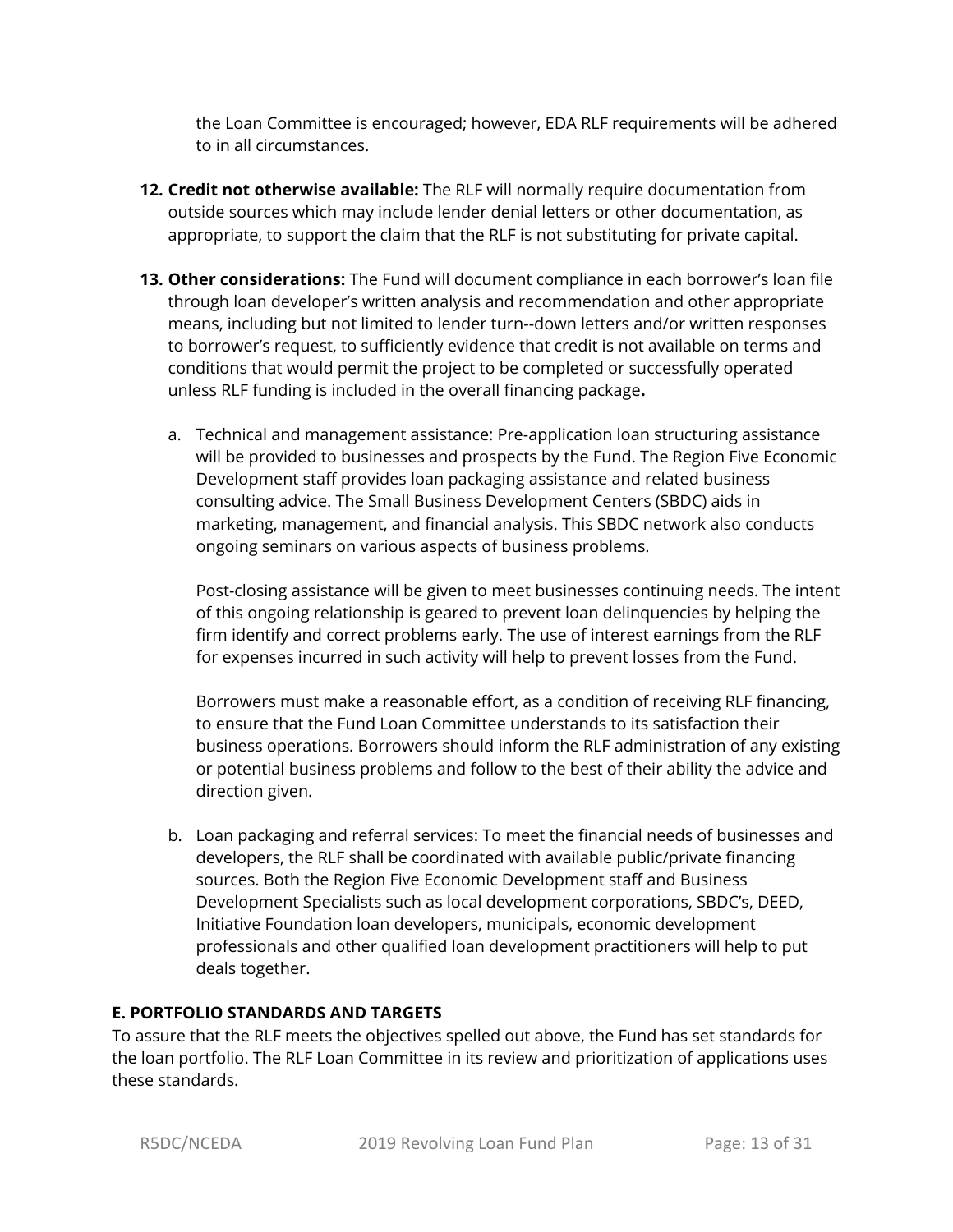the Loan Committee is encouraged; however, EDA RLF requirements will be adhered to in all circumstances.

12. **Credit not otherwise available:** The RLF will normally require documentation from outside sources which may include lender denial letters or other documentation, as appropriate, to support the claim that the RLF is not substituting for private capital.

13. **Other considerations:** The Fund will document compliance in each borrower's loan file through loan developer's written analysis and recommendation and other appropriate means, including but not limited to lender turn--down letters and/or written responses to borrower's request, to sufficiently evidence that credit is not available on terms and conditions that would permit the project to be completed or successfully operated unless RLF funding is included in the overall financing package**.**

    a. Technical and management assistance: Pre-application loan structuring assistance will be provided to businesses and prospects by the Fund. The Region Five Economic Development staff provides loan packaging assistance and related business consulting advice. The Small Business Development Centers (SBDC) aids in marketing, management, and financial analysis. This SBDC network also conducts ongoing seminars on various aspects of business problems.

       Post-closing assistance will be given to meet businesses continuing needs. The intent of this ongoing relationship is geared to prevent loan delinquencies by helping the firm identify and correct problems early. The use of interest earnings from the RLF for expenses incurred in such activity will help to prevent losses from the Fund.

       Borrowers must make a reasonable effort, as a condition of receiving RLF financing, to ensure that the Fund Loan Committee understands to its satisfaction their business operations. Borrowers should inform the RLF administration of any existing or potential business problems and follow to the best of their ability the advice and direction given.

    b. Loan packaging and referral services: To meet the financial needs of businesses and developers, the RLF shall be coordinated with available public/private financing sources. Both the Region Five Economic Development staff and Business Development Specialists such as local development corporations, SBDC's, DEED, Initiative Foundation loan developers, municipals, economic development professionals and other qualified loan development practitioners will help to put deals together.

### E. PORTFOLIO STANDARDS AND TARGETS

To assure that the RLF meets the objectives spelled out above, the Fund has set standards for the loan portfolio. The RLF Loan Committee in its review and prioritization of applications uses these standards.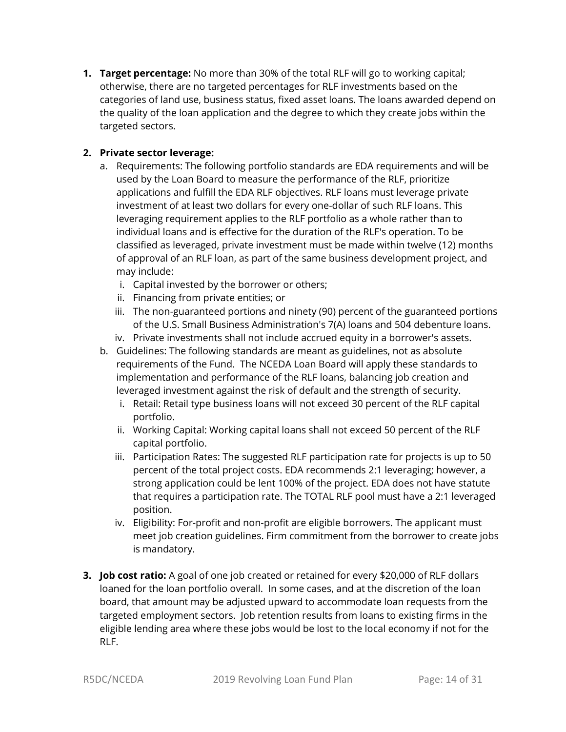1. **Target percentage:** No more than 30% of the total RLF will go to working capital; otherwise, there are no targeted percentages for RLF investments based on the categories of land use, business status, fixed asset loans. The loans awarded depend on the quality of the loan application and the degree to which they create jobs within the targeted sectors.

2. **Private sector leverage:**
   a. Requirements: The following portfolio standards are EDA requirements and will be used by the Loan Board to measure the performance of the RLF, prioritize applications and fulfill the EDA RLF objectives. RLF loans must leverage private investment of at least two dollars for every one-dollar of such RLF loans. This leveraging requirement applies to the RLF portfolio as a whole rather than to individual loans and is effective for the duration of the RLF's operation. To be classified as leveraged, private investment must be made within twelve (12) months of approval of an RLF loan, as part of the same business development project, and may include:
      i. Capital invested by the borrower or others;
      ii. Financing from private entities; or
      iii. The non-guaranteed portions and ninety (90) percent of the guaranteed portions of the U.S. Small Business Administration's 7(A) loans and 504 debenture loans.
      iv. Private investments shall not include accrued equity in a borrower's assets.
   b. Guidelines: The following standards are meant as guidelines, not as absolute requirements of the Fund. The NCEDA Loan Board will apply these standards to implementation and performance of the RLF loans, balancing job creation and leveraged investment against the risk of default and the strength of security.
      i. Retail: Retail type business loans will not exceed 30 percent of the RLF capital portfolio.
      ii. Working Capital: Working capital loans shall not exceed 50 percent of the RLF capital portfolio.
      iii. Participation Rates: The suggested RLF participation rate for projects is up to 50 percent of the total project costs. EDA recommends 2:1 leveraging; however, a strong application could be lent 100% of the project. EDA does not have statute that requires a participation rate. The TOTAL RLF pool must have a 2:1 leveraged position.
      iv. Eligibility: For-profit and non-profit are eligible borrowers. The applicant must meet job creation guidelines. Firm commitment from the borrower to create jobs is mandatory.

3. **Job cost ratio:** A goal of one job created or retained for every $20,000 of RLF dollars loaned for the loan portfolio overall. In some cases, and at the discretion of the loan board, that amount may be adjusted upward to accommodate loan requests from the targeted employment sectors. Job retention results from loans to existing firms in the eligible lending area where these jobs would be lost to the local economy if not for the RLF.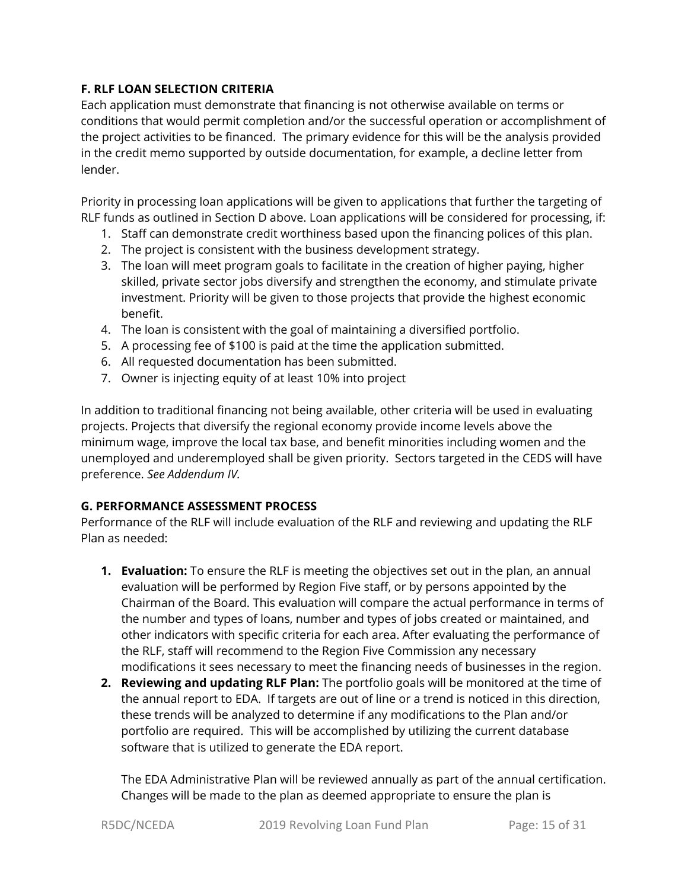### F. RLF LOAN SELECTION CRITERIA

Each application must demonstrate that financing is not otherwise available on terms or conditions that would permit completion and/or the successful operation or accomplishment of the project activities to be financed. The primary evidence for this will be the analysis provided in the credit memo supported by outside documentation, for example, a decline letter from lender.

Priority in processing loan applications will be given to applications that further the targeting of RLF funds as outlined in Section D above. Loan applications will be considered for processing, if:

1. Staff can demonstrate credit worthiness based upon the financing polices of this plan.
2. The project is consistent with the business development strategy.
3. The loan will meet program goals to facilitate in the creation of higher paying, higher skilled, private sector jobs diversify and strengthen the economy, and stimulate private investment. Priority will be given to those projects that provide the highest economic benefit.
4. The loan is consistent with the goal of maintaining a diversified portfolio.
5. A processing fee of $100 is paid at the time the application submitted.
6. All requested documentation has been submitted.
7. Owner is injecting equity of at least 10% into project

In addition to traditional financing not being available, other criteria will be used in evaluating projects. Projects that diversify the regional economy provide income levels above the minimum wage, improve the local tax base, and benefit minorities including women and the unemployed and underemployed shall be given priority. Sectors targeted in the CEDS will have preference. *See Addendum IV.*

### G. PERFORMANCE ASSESSMENT PROCESS

Performance of the RLF will include evaluation of the RLF and reviewing and updating the RLF Plan as needed:

1. **Evaluation:** To ensure the RLF is meeting the objectives set out in the plan, an annual evaluation will be performed by Region Five staff, or by persons appointed by the Chairman of the Board. This evaluation will compare the actual performance in terms of the number and types of loans, number and types of jobs created or maintained, and other indicators with specific criteria for each area. After evaluating the performance of the RLF, staff will recommend to the Region Five Commission any necessary modifications it sees necessary to meet the financing needs of businesses in the region.
2. **Reviewing and updating RLF Plan:** The portfolio goals will be monitored at the time of the annual report to EDA. If targets are out of line or a trend is noticed in this direction, these trends will be analyzed to determine if any modifications to the Plan and/or portfolio are required. This will be accomplished by utilizing the current database software that is utilized to generate the EDA report.

   The EDA Administrative Plan will be reviewed annually as part of the annual certification. Changes will be made to the plan as deemed appropriate to ensure the plan is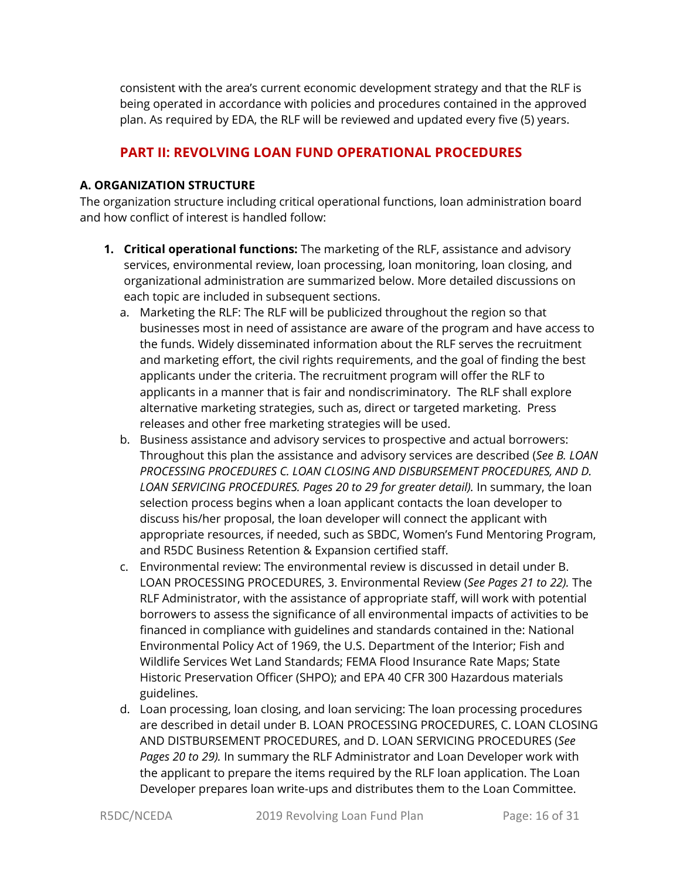consistent with the area's current economic development strategy and that the RLF is being operated in accordance with policies and procedures contained in the approved plan. As required by EDA, the RLF will be reviewed and updated every five (5) years.

## PART II: REVOLVING LOAN FUND OPERATIONAL PROCEDURES

### A. ORGANIZATION STRUCTURE

The organization structure including critical operational functions, loan administration board and how conflict of interest is handled follow:

1. **Critical operational functions:** The marketing of the RLF, assistance and advisory services, environmental review, loan processing, loan monitoring, loan closing, and organizational administration are summarized below. More detailed discussions on each topic are included in subsequent sections.
   a. Marketing the RLF: The RLF will be publicized throughout the region so that businesses most in need of assistance are aware of the program and have access to the funds. Widely disseminated information about the RLF serves the recruitment and marketing effort, the civil rights requirements, and the goal of finding the best applicants under the criteria. The recruitment program will offer the RLF to applicants in a manner that is fair and nondiscriminatory. The RLF shall explore alternative marketing strategies, such as, direct or targeted marketing. Press releases and other free marketing strategies will be used.
   b. Business assistance and advisory services to prospective and actual borrowers: Throughout this plan the assistance and advisory services are described (*See B. LOAN PROCESSING PROCEDURES C. LOAN CLOSING AND DISBURSEMENT PROCEDURES, AND D. LOAN SERVICING PROCEDURES. Pages 20 to 29 for greater detail).* In summary, the loan selection process begins when a loan applicant contacts the loan developer to discuss his/her proposal, the loan developer will connect the applicant with appropriate resources, if needed, such as SBDC, Women's Fund Mentoring Program, and R5DC Business Retention & Expansion certified staff.
   c. Environmental review: The environmental review is discussed in detail under B. LOAN PROCESSING PROCEDURES, 3. Environmental Review (*See Pages 21 to 22).* The RLF Administrator, with the assistance of appropriate staff, will work with potential borrowers to assess the significance of all environmental impacts of activities to be financed in compliance with guidelines and standards contained in the: National Environmental Policy Act of 1969, the U.S. Department of the Interior; Fish and Wildlife Services Wet Land Standards; FEMA Flood Insurance Rate Maps; State Historic Preservation Officer (SHPO); and EPA 40 CFR 300 Hazardous materials guidelines.
   d. Loan processing, loan closing, and loan servicing: The loan processing procedures are described in detail under B. LOAN PROCESSING PROCEDURES, C. LOAN CLOSING AND DISTBURSEMENT PROCEDURES, and D. LOAN SERVICING PROCEDURES (*See Pages 20 to 29).* In summary the RLF Administrator and Loan Developer work with the applicant to prepare the items required by the RLF loan application. The Loan Developer prepares loan write-ups and distributes them to the Loan Committee.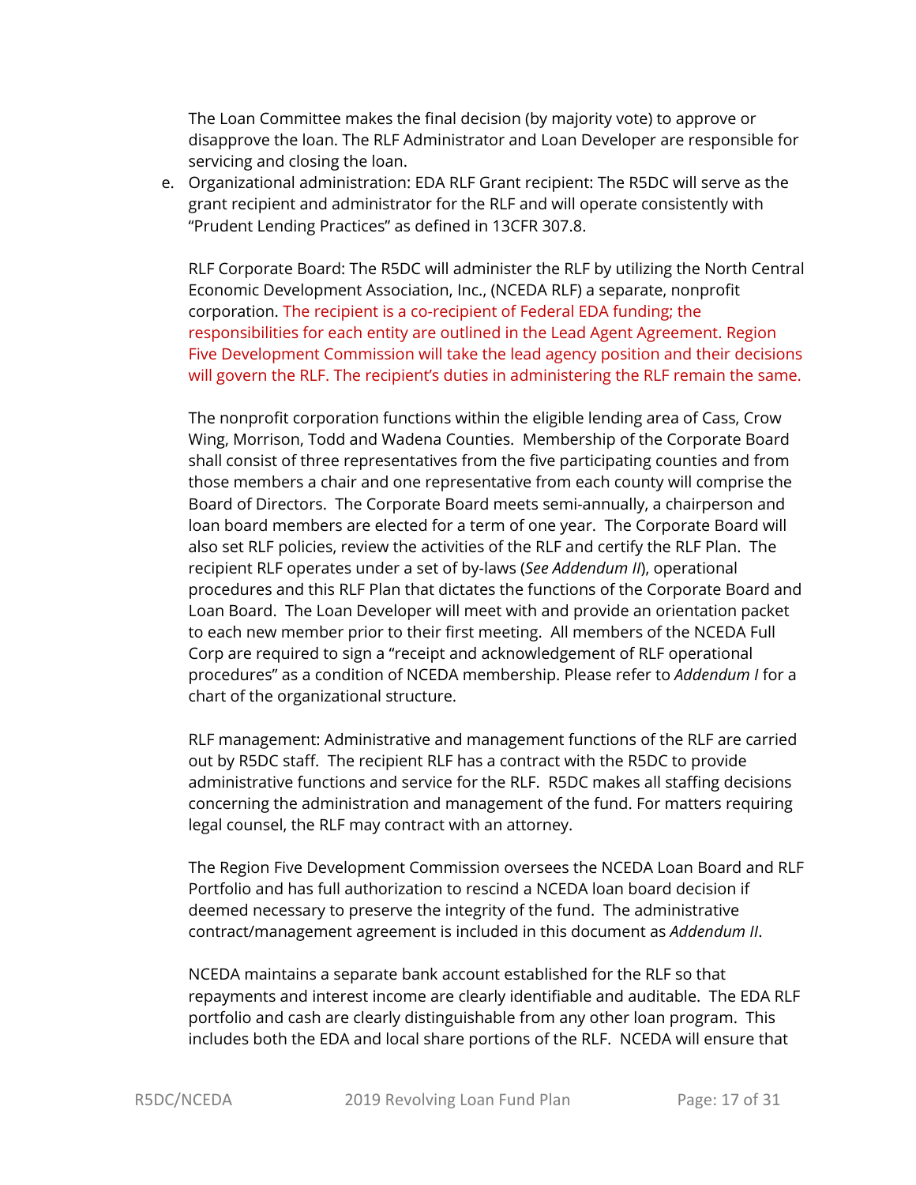The Loan Committee makes the final decision (by majority vote) to approve or disapprove the loan. The RLF Administrator and Loan Developer are responsible for servicing and closing the loan.

e. Organizational administration: EDA RLF Grant recipient: The R5DC will serve as the grant recipient and administrator for the RLF and will operate consistently with "Prudent Lending Practices" as defined in 13CFR 307.8.

   RLF Corporate Board: The R5DC will administer the RLF by utilizing the North Central Economic Development Association, Inc., (NCEDA RLF) a separate, nonprofit corporation. The recipient is a co-recipient of Federal EDA funding; the responsibilities for each entity are outlined in the Lead Agent Agreement. Region Five Development Commission will take the lead agency position and their decisions will govern the RLF. The recipient's duties in administering the RLF remain the same.

   The nonprofit corporation functions within the eligible lending area of Cass, Crow Wing, Morrison, Todd and Wadena Counties. Membership of the Corporate Board shall consist of three representatives from the five participating counties and from those members a chair and one representative from each county will comprise the Board of Directors. The Corporate Board meets semi-annually, a chairperson and loan board members are elected for a term of one year. The Corporate Board will also set RLF policies, review the activities of the RLF and certify the RLF Plan. The recipient RLF operates under a set of by-laws (*See Addendum II*), operational procedures and this RLF Plan that dictates the functions of the Corporate Board and Loan Board. The Loan Developer will meet with and provide an orientation packet to each new member prior to their first meeting. All members of the NCEDA Full Corp are required to sign a "receipt and acknowledgement of RLF operational procedures" as a condition of NCEDA membership. Please refer to *Addendum I* for a chart of the organizational structure.

   RLF management: Administrative and management functions of the RLF are carried out by R5DC staff. The recipient RLF has a contract with the R5DC to provide administrative functions and service for the RLF. R5DC makes all staffing decisions concerning the administration and management of the fund. For matters requiring legal counsel, the RLF may contract with an attorney.

   The Region Five Development Commission oversees the NCEDA Loan Board and RLF Portfolio and has full authorization to rescind a NCEDA loan board decision if deemed necessary to preserve the integrity of the fund. The administrative contract/management agreement is included in this document as *Addendum II*.

   NCEDA maintains a separate bank account established for the RLF so that repayments and interest income are clearly identifiable and auditable. The EDA RLF portfolio and cash are clearly distinguishable from any other loan program. This includes both the EDA and local share portions of the RLF. NCEDA will ensure that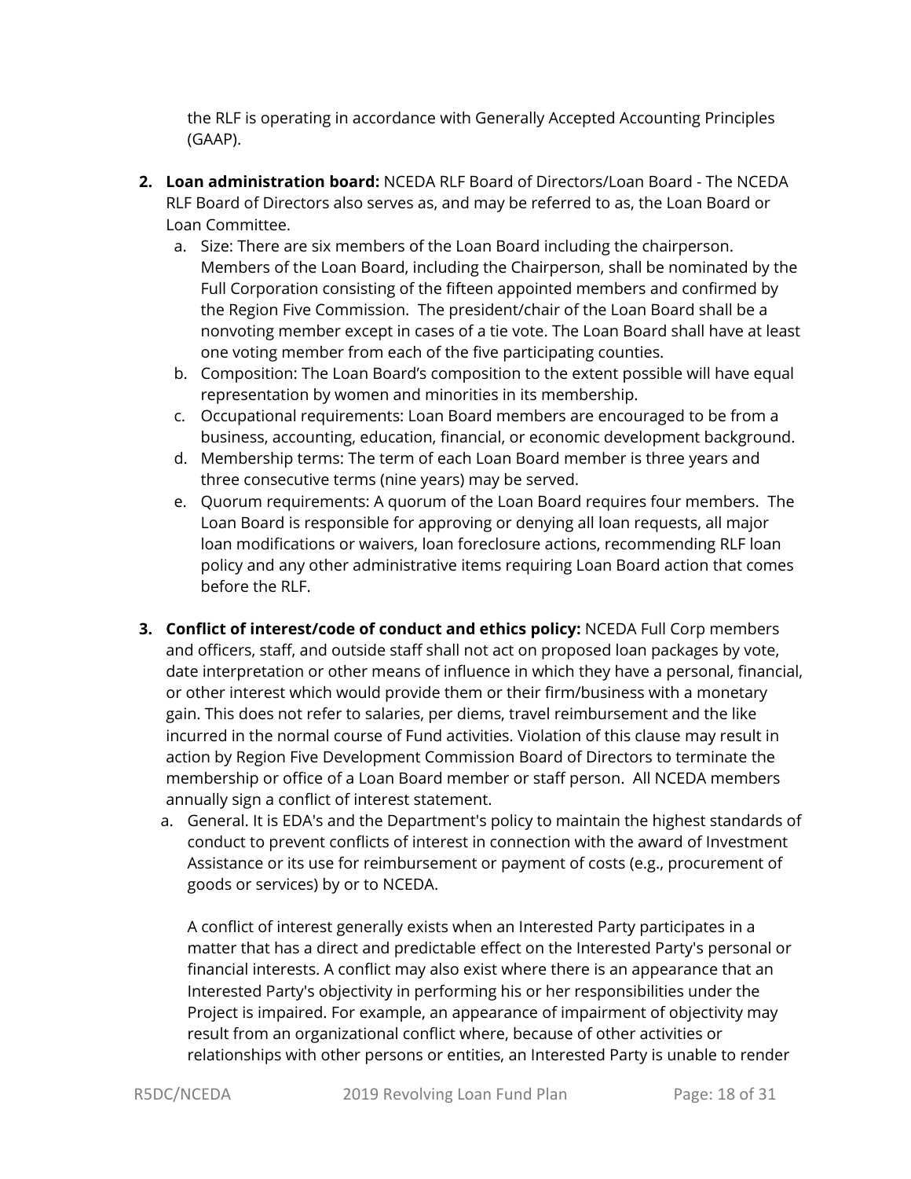the RLF is operating in accordance with Generally Accepted Accounting Principles (GAAP).

2. **Loan administration board:** NCEDA RLF Board of Directors/Loan Board - The NCEDA RLF Board of Directors also serves as, and may be referred to as, the Loan Board or Loan Committee.
   a. Size: There are six members of the Loan Board including the chairperson. Members of the Loan Board, including the Chairperson, shall be nominated by the Full Corporation consisting of the fifteen appointed members and confirmed by the Region Five Commission. The president/chair of the Loan Board shall be a nonvoting member except in cases of a tie vote. The Loan Board shall have at least one voting member from each of the five participating counties.
   b. Composition: The Loan Board's composition to the extent possible will have equal representation by women and minorities in its membership.
   c. Occupational requirements: Loan Board members are encouraged to be from a business, accounting, education, financial, or economic development background.
   d. Membership terms: The term of each Loan Board member is three years and three consecutive terms (nine years) may be served.
   e. Quorum requirements: A quorum of the Loan Board requires four members. The Loan Board is responsible for approving or denying all loan requests, all major loan modifications or waivers, loan foreclosure actions, recommending RLF loan policy and any other administrative items requiring Loan Board action that comes before the RLF.

3. **Conflict of interest/code of conduct and ethics policy:** NCEDA Full Corp members and officers, staff, and outside staff shall not act on proposed loan packages by vote, date interpretation or other means of influence in which they have a personal, financial, or other interest which would provide them or their firm/business with a monetary gain. This does not refer to salaries, per diems, travel reimbursement and the like incurred in the normal course of Fund activities. Violation of this clause may result in action by Region Five Development Commission Board of Directors to terminate the membership or office of a Loan Board member or staff person. All NCEDA members annually sign a conflict of interest statement.
   a. General. It is EDA's and the Department's policy to maintain the highest standards of conduct to prevent conflicts of interest in connection with the award of Investment Assistance or its use for reimbursement or payment of costs (e.g., procurement of goods or services) by or to NCEDA.

      A conflict of interest generally exists when an Interested Party participates in a matter that has a direct and predictable effect on the Interested Party's personal or financial interests. A conflict may also exist where there is an appearance that an Interested Party's objectivity in performing his or her responsibilities under the Project is impaired. For example, an appearance of impairment of objectivity may result from an organizational conflict where, because of other activities or relationships with other persons or entities, an Interested Party is unable to render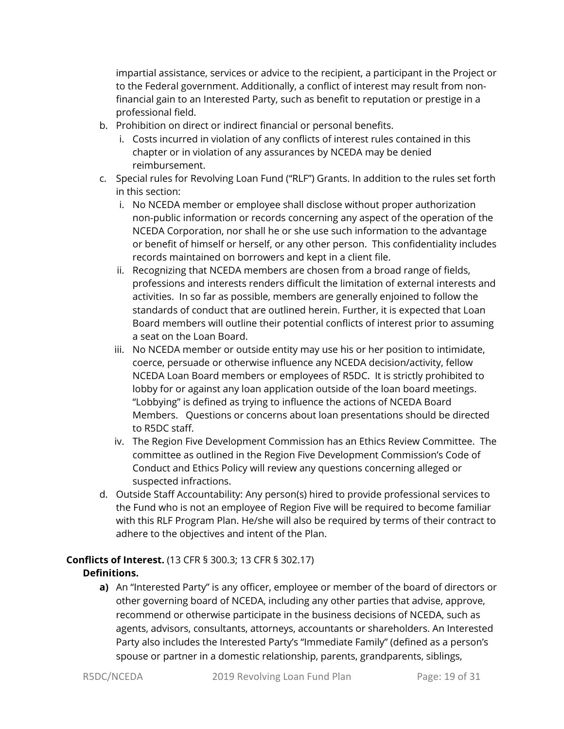impartial assistance, services or advice to the recipient, a participant in the Project or to the Federal government. Additionally, a conflict of interest may result from non-financial gain to an Interested Party, such as benefit to reputation or prestige in a professional field.

b. Prohibition on direct or indirect financial or personal benefits.
   i. Costs incurred in violation of any conflicts of interest rules contained in this chapter or in violation of any assurances by NCEDA may be denied reimbursement.
c. Special rules for Revolving Loan Fund ("RLF") Grants. In addition to the rules set forth in this section:
   i. No NCEDA member or employee shall disclose without proper authorization non-public information or records concerning any aspect of the operation of the NCEDA Corporation, nor shall he or she use such information to the advantage or benefit of himself or herself, or any other person. This confidentiality includes records maintained on borrowers and kept in a client file.
   ii. Recognizing that NCEDA members are chosen from a broad range of fields, professions and interests renders difficult the limitation of external interests and activities. In so far as possible, members are generally enjoined to follow the standards of conduct that are outlined herein. Further, it is expected that Loan Board members will outline their potential conflicts of interest prior to assuming a seat on the Loan Board.
   iii. No NCEDA member or outside entity may use his or her position to intimidate, coerce, persuade or otherwise influence any NCEDA decision/activity, fellow NCEDA Loan Board members or employees of R5DC. It is strictly prohibited to lobby for or against any loan application outside of the loan board meetings. "Lobbying" is defined as trying to influence the actions of NCEDA Board Members. Questions or concerns about loan presentations should be directed to R5DC staff.
   iv. The Region Five Development Commission has an Ethics Review Committee. The committee as outlined in the Region Five Development Commission's Code of Conduct and Ethics Policy will review any questions concerning alleged or suspected infractions.
d. Outside Staff Accountability: Any person(s) hired to provide professional services to the Fund who is not an employee of Region Five will be required to become familiar with this RLF Program Plan. He/she will also be required by terms of their contract to adhere to the objectives and intent of the Plan.

**Conflicts of Interest.** (13 CFR § 300.3; 13 CFR § 302.17)

**Definitions.**

**a)** An "Interested Party" is any officer, employee or member of the board of directors or other governing board of NCEDA, including any other parties that advise, approve, recommend or otherwise participate in the business decisions of NCEDA, such as agents, advisors, consultants, attorneys, accountants or shareholders. An Interested Party also includes the Interested Party's "Immediate Family" (defined as a person's spouse or partner in a domestic relationship, parents, grandparents, siblings,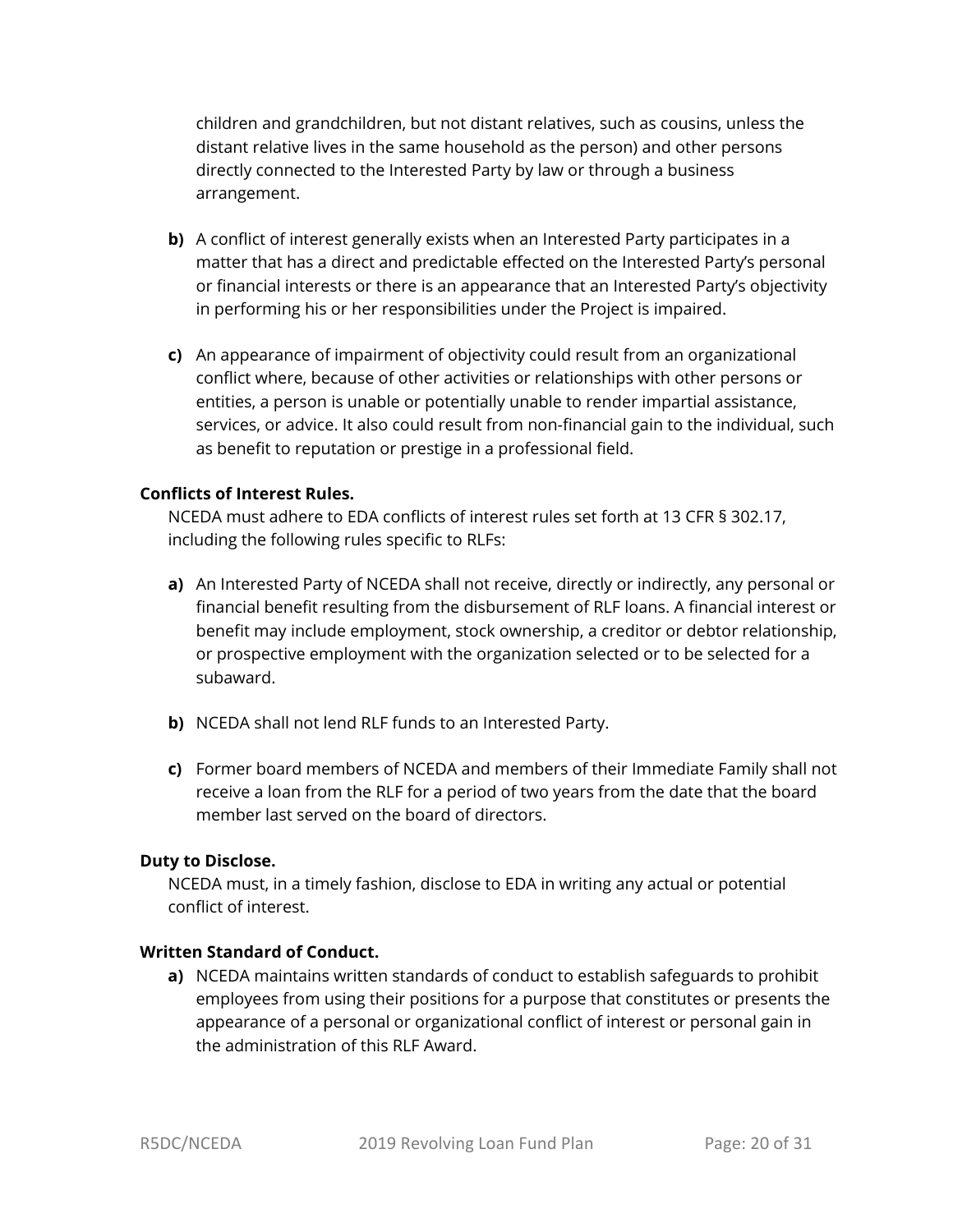children and grandchildren, but not distant relatives, such as cousins, unless the distant relative lives in the same household as the person) and other persons directly connected to the Interested Party by law or through a business arrangement.

**b)** A conflict of interest generally exists when an Interested Party participates in a matter that has a direct and predictable effected on the Interested Party's personal or financial interests or there is an appearance that an Interested Party's objectivity in performing his or her responsibilities under the Project is impaired.

**c)** An appearance of impairment of objectivity could result from an organizational conflict where, because of other activities or relationships with other persons or entities, a person is unable or potentially unable to render impartial assistance, services, or advice. It also could result from non-financial gain to the individual, such as benefit to reputation or prestige in a professional field.

**Conflicts of Interest Rules.**

NCEDA must adhere to EDA conflicts of interest rules set forth at 13 CFR § 302.17, including the following rules specific to RLFs:

**a)** An Interested Party of NCEDA shall not receive, directly or indirectly, any personal or financial benefit resulting from the disbursement of RLF loans. A financial interest or benefit may include employment, stock ownership, a creditor or debtor relationship, or prospective employment with the organization selected or to be selected for a subaward.

**b)** NCEDA shall not lend RLF funds to an Interested Party.

**c)** Former board members of NCEDA and members of their Immediate Family shall not receive a loan from the RLF for a period of two years from the date that the board member last served on the board of directors.

**Duty to Disclose.**

NCEDA must, in a timely fashion, disclose to EDA in writing any actual or potential conflict of interest.

**Written Standard of Conduct.**

**a)** NCEDA maintains written standards of conduct to establish safeguards to prohibit employees from using their positions for a purpose that constitutes or presents the appearance of a personal or organizational conflict of interest or personal gain in the administration of this RLF Award.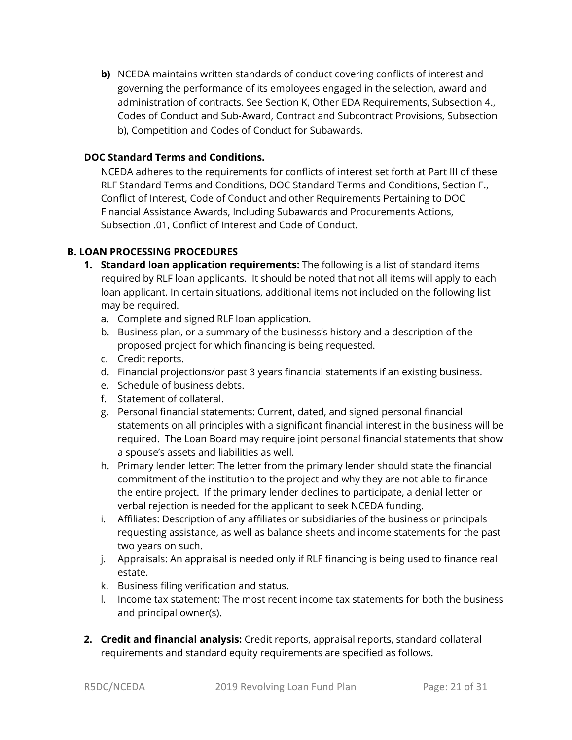**b)** NCEDA maintains written standards of conduct covering conflicts of interest and governing the performance of its employees engaged in the selection, award and administration of contracts. See Section K, Other EDA Requirements, Subsection 4., Codes of Conduct and Sub-Award, Contract and Subcontract Provisions, Subsection b), Competition and Codes of Conduct for Subawards.

**DOC Standard Terms and Conditions.**

NCEDA adheres to the requirements for conflicts of interest set forth at Part III of these RLF Standard Terms and Conditions, DOC Standard Terms and Conditions, Section F., Conflict of Interest, Code of Conduct and other Requirements Pertaining to DOC Financial Assistance Awards, Including Subawards and Procurements Actions, Subsection .01, Conflict of Interest and Code of Conduct.

## B. LOAN PROCESSING PROCEDURES

1. **Standard loan application requirements:** The following is a list of standard items required by RLF loan applicants. It should be noted that not all items will apply to each loan applicant. In certain situations, additional items not included on the following list may be required.
   a. Complete and signed RLF loan application.
   b. Business plan, or a summary of the business's history and a description of the proposed project for which financing is being requested.
   c. Credit reports.
   d. Financial projections/or past 3 years financial statements if an existing business.
   e. Schedule of business debts.
   f. Statement of collateral.
   g. Personal financial statements: Current, dated, and signed personal financial statements on all principles with a significant financial interest in the business will be required. The Loan Board may require joint personal financial statements that show a spouse's assets and liabilities as well.
   h. Primary lender letter: The letter from the primary lender should state the financial commitment of the institution to the project and why they are not able to finance the entire project. If the primary lender declines to participate, a denial letter or verbal rejection is needed for the applicant to seek NCEDA funding.
   i. Affiliates: Description of any affiliates or subsidiaries of the business or principals requesting assistance, as well as balance sheets and income statements for the past two years on such.
   j. Appraisals: An appraisal is needed only if RLF financing is being used to finance real estate.
   k. Business filing verification and status.
   l. Income tax statement: The most recent income tax statements for both the business and principal owner(s).

2. **Credit and financial analysis:** Credit reports, appraisal reports, standard collateral requirements and standard equity requirements are specified as follows.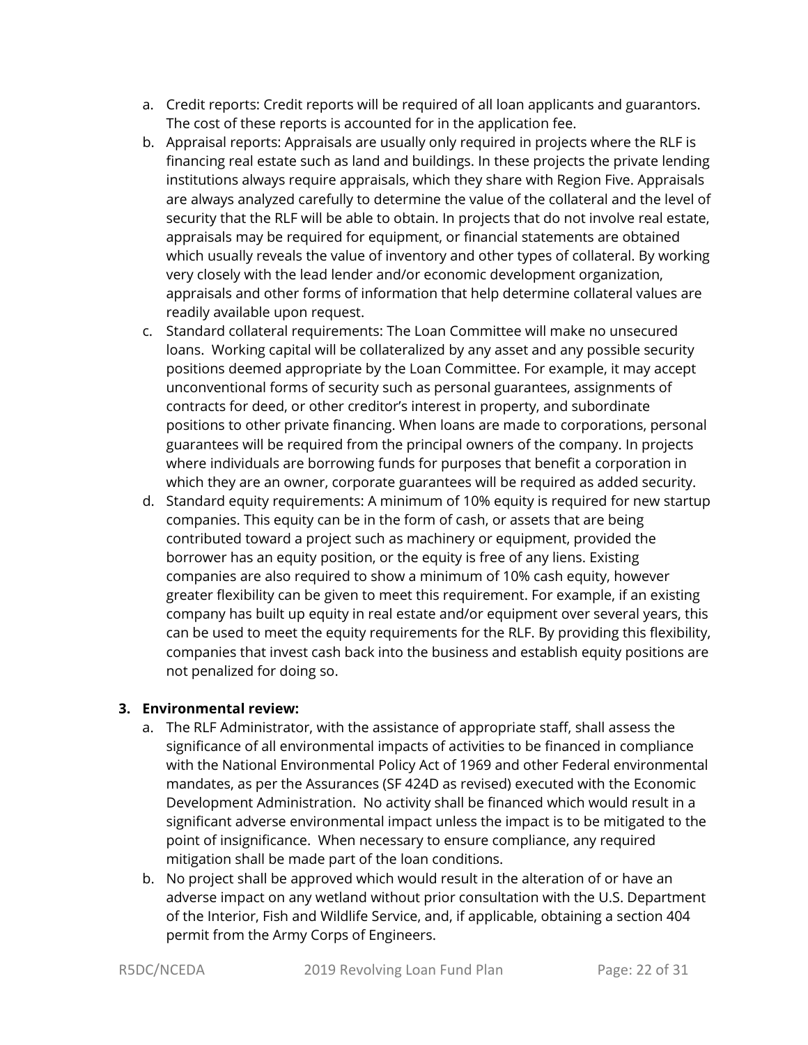a. Credit reports: Credit reports will be required of all loan applicants and guarantors. The cost of these reports is accounted for in the application fee.
b. Appraisal reports: Appraisals are usually only required in projects where the RLF is financing real estate such as land and buildings. In these projects the private lending institutions always require appraisals, which they share with Region Five. Appraisals are always analyzed carefully to determine the value of the collateral and the level of security that the RLF will be able to obtain. In projects that do not involve real estate, appraisals may be required for equipment, or financial statements are obtained which usually reveals the value of inventory and other types of collateral. By working very closely with the lead lender and/or economic development organization, appraisals and other forms of information that help determine collateral values are readily available upon request.
c. Standard collateral requirements: The Loan Committee will make no unsecured loans. Working capital will be collateralized by any asset and any possible security positions deemed appropriate by the Loan Committee. For example, it may accept unconventional forms of security such as personal guarantees, assignments of contracts for deed, or other creditor's interest in property, and subordinate positions to other private financing. When loans are made to corporations, personal guarantees will be required from the principal owners of the company. In projects where individuals are borrowing funds for purposes that benefit a corporation in which they are an owner, corporate guarantees will be required as added security.
d. Standard equity requirements: A minimum of 10% equity is required for new startup companies. This equity can be in the form of cash, or assets that are being contributed toward a project such as machinery or equipment, provided the borrower has an equity position, or the equity is free of any liens. Existing companies are also required to show a minimum of 10% cash equity, however greater flexibility can be given to meet this requirement. For example, if an existing company has built up equity in real estate and/or equipment over several years, this can be used to meet the equity requirements for the RLF. By providing this flexibility, companies that invest cash back into the business and establish equity positions are not penalized for doing so.

**3. Environmental review:**

a. The RLF Administrator, with the assistance of appropriate staff, shall assess the significance of all environmental impacts of activities to be financed in compliance with the National Environmental Policy Act of 1969 and other Federal environmental mandates, as per the Assurances (SF 424D as revised) executed with the Economic Development Administration. No activity shall be financed which would result in a significant adverse environmental impact unless the impact is to be mitigated to the point of insignificance. When necessary to ensure compliance, any required mitigation shall be made part of the loan conditions.
b. No project shall be approved which would result in the alteration of or have an adverse impact on any wetland without prior consultation with the U.S. Department of the Interior, Fish and Wildlife Service, and, if applicable, obtaining a section 404 permit from the Army Corps of Engineers.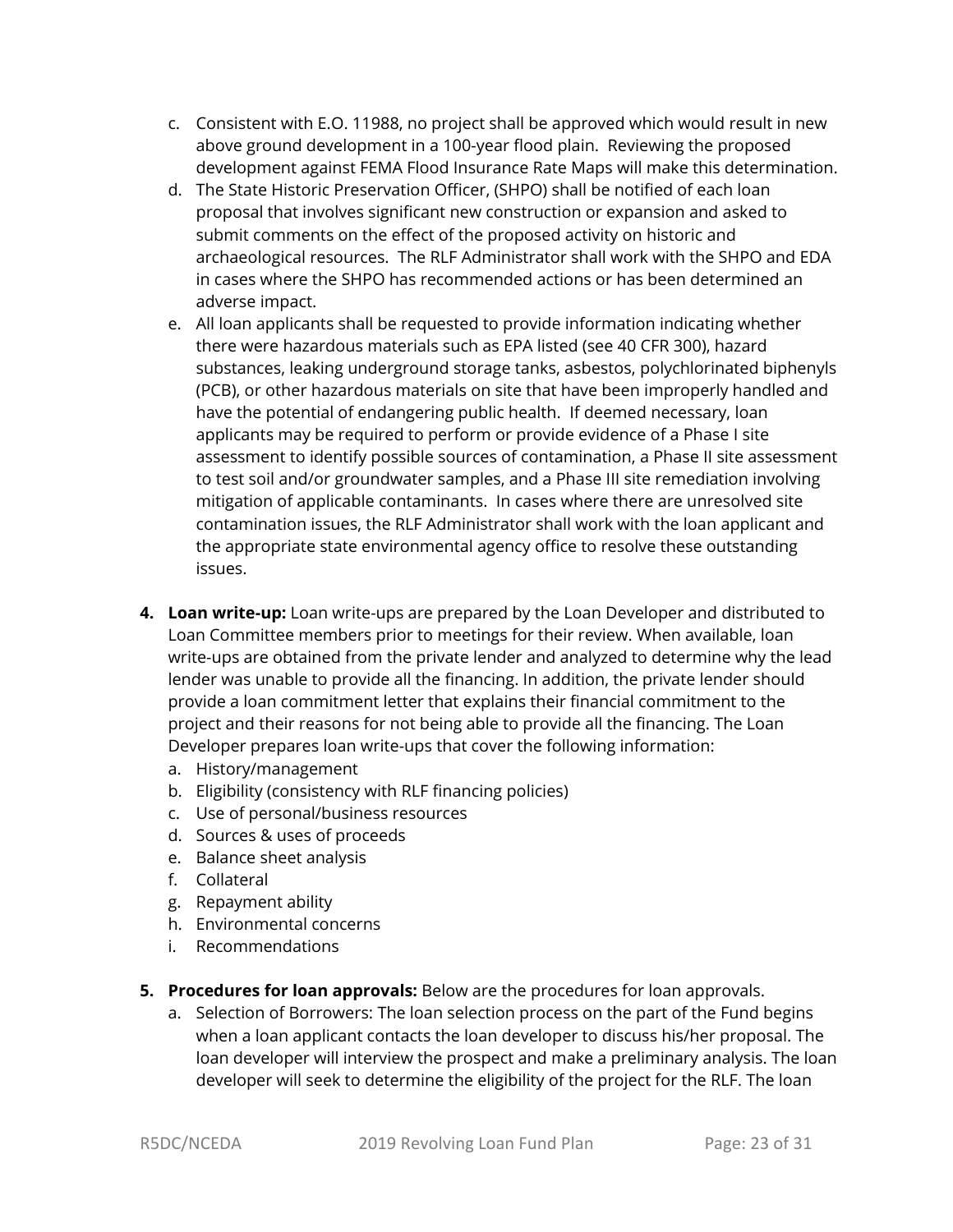c. Consistent with E.O. 11988, no project shall be approved which would result in new above ground development in a 100-year flood plain. Reviewing the proposed development against FEMA Flood Insurance Rate Maps will make this determination.
d. The State Historic Preservation Officer, (SHPO) shall be notified of each loan proposal that involves significant new construction or expansion and asked to submit comments on the effect of the proposed activity on historic and archaeological resources. The RLF Administrator shall work with the SHPO and EDA in cases where the SHPO has recommended actions or has been determined an adverse impact.
e. All loan applicants shall be requested to provide information indicating whether there were hazardous materials such as EPA listed (see 40 CFR 300), hazard substances, leaking underground storage tanks, asbestos, polychlorinated biphenyls (PCB), or other hazardous materials on site that have been improperly handled and have the potential of endangering public health. If deemed necessary, loan applicants may be required to perform or provide evidence of a Phase I site assessment to identify possible sources of contamination, a Phase II site assessment to test soil and/or groundwater samples, and a Phase III site remediation involving mitigation of applicable contaminants. In cases where there are unresolved site contamination issues, the RLF Administrator shall work with the loan applicant and the appropriate state environmental agency office to resolve these outstanding issues.

4. **Loan write-up:** Loan write-ups are prepared by the Loan Developer and distributed to Loan Committee members prior to meetings for their review. When available, loan write-ups are obtained from the private lender and analyzed to determine why the lead lender was unable to provide all the financing. In addition, the private lender should provide a loan commitment letter that explains their financial commitment to the project and their reasons for not being able to provide all the financing. The Loan Developer prepares loan write-ups that cover the following information:
   a. History/management
   b. Eligibility (consistency with RLF financing policies)
   c. Use of personal/business resources
   d. Sources & uses of proceeds
   e. Balance sheet analysis
   f. Collateral
   g. Repayment ability
   h. Environmental concerns
   i. Recommendations

5. **Procedures for loan approvals:** Below are the procedures for loan approvals.
   a. Selection of Borrowers: The loan selection process on the part of the Fund begins when a loan applicant contacts the loan developer to discuss his/her proposal. The loan developer will interview the prospect and make a preliminary analysis. The loan developer will seek to determine the eligibility of the project for the RLF. The loan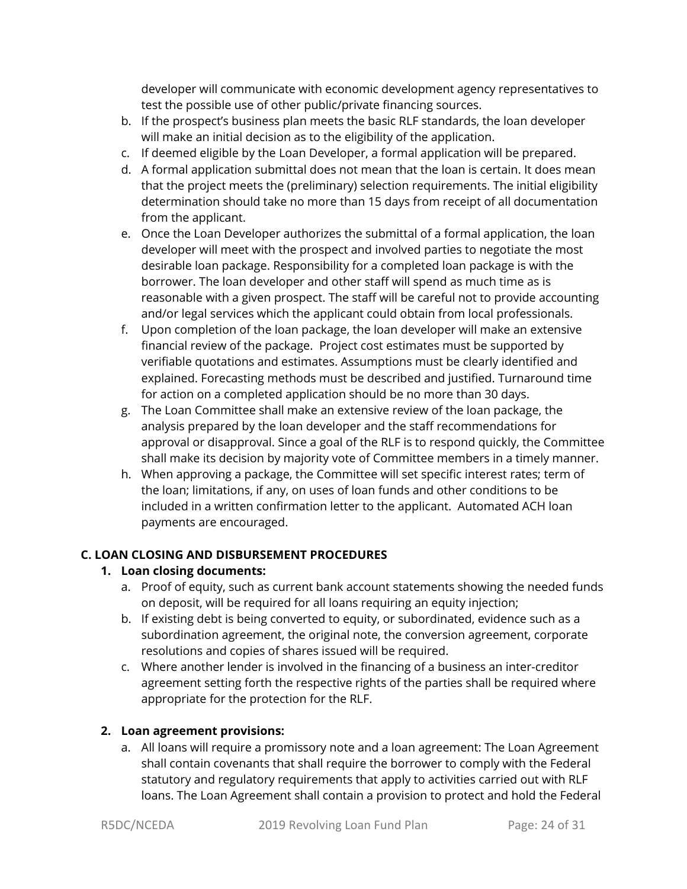developer will communicate with economic development agency representatives to test the possible use of other public/private financing sources.

b. If the prospect's business plan meets the basic RLF standards, the loan developer will make an initial decision as to the eligibility of the application.
c. If deemed eligible by the Loan Developer, a formal application will be prepared.
d. A formal application submittal does not mean that the loan is certain. It does mean that the project meets the (preliminary) selection requirements. The initial eligibility determination should take no more than 15 days from receipt of all documentation from the applicant.
e. Once the Loan Developer authorizes the submittal of a formal application, the loan developer will meet with the prospect and involved parties to negotiate the most desirable loan package. Responsibility for a completed loan package is with the borrower. The loan developer and other staff will spend as much time as is reasonable with a given prospect. The staff will be careful not to provide accounting and/or legal services which the applicant could obtain from local professionals.
f. Upon completion of the loan package, the loan developer will make an extensive financial review of the package. Project cost estimates must be supported by verifiable quotations and estimates. Assumptions must be clearly identified and explained. Forecasting methods must be described and justified. Turnaround time for action on a completed application should be no more than 30 days.
g. The Loan Committee shall make an extensive review of the loan package, the analysis prepared by the loan developer and the staff recommendations for approval or disapproval. Since a goal of the RLF is to respond quickly, the Committee shall make its decision by majority vote of Committee members in a timely manner.
h. When approving a package, the Committee will set specific interest rates; term of the loan; limitations, if any, on uses of loan funds and other conditions to be included in a written confirmation letter to the applicant. Automated ACH loan payments are encouraged.

## C. LOAN CLOSING AND DISBURSEMENT PROCEDURES

1. **Loan closing documents:**
   a. Proof of equity, such as current bank account statements showing the needed funds on deposit, will be required for all loans requiring an equity injection;
   b. If existing debt is being converted to equity, or subordinated, evidence such as a subordination agreement, the original note, the conversion agreement, corporate resolutions and copies of shares issued will be required.
   c. Where another lender is involved in the financing of a business an inter-creditor agreement setting forth the respective rights of the parties shall be required where appropriate for the protection for the RLF.

2. **Loan agreement provisions:**
   a. All loans will require a promissory note and a loan agreement: The Loan Agreement shall contain covenants that shall require the borrower to comply with the Federal statutory and regulatory requirements that apply to activities carried out with RLF loans. The Loan Agreement shall contain a provision to protect and hold the Federal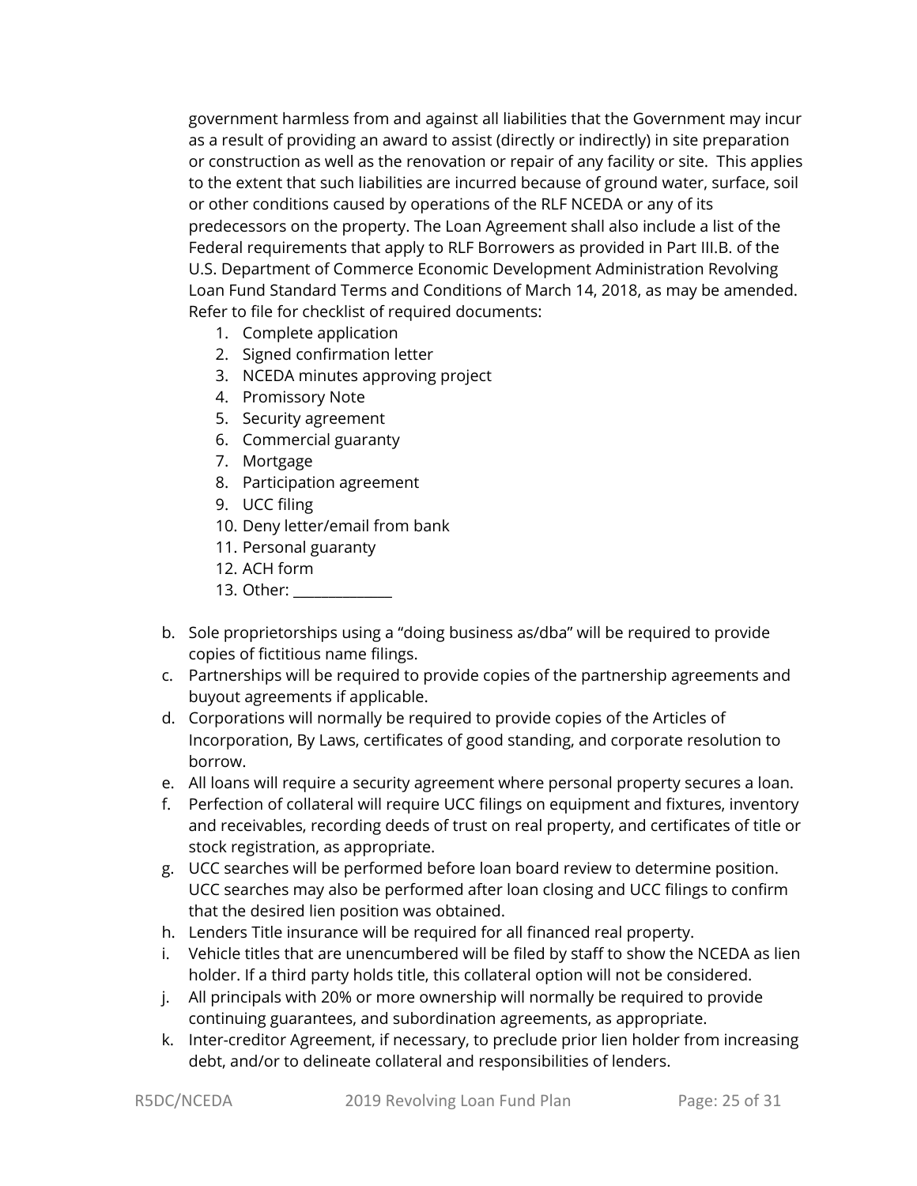government harmless from and against all liabilities that the Government may incur as a result of providing an award to assist (directly or indirectly) in site preparation or construction as well as the renovation or repair of any facility or site. This applies to the extent that such liabilities are incurred because of ground water, surface, soil or other conditions caused by operations of the RLF NCEDA or any of its predecessors on the property. The Loan Agreement shall also include a list of the Federal requirements that apply to RLF Borrowers as provided in Part III.B. of the U.S. Department of Commerce Economic Development Administration Revolving Loan Fund Standard Terms and Conditions of March 14, 2018, as may be amended. Refer to file for checklist of required documents:

1. Complete application
2. Signed confirmation letter
3. NCEDA minutes approving project
4. Promissory Note
5. Security agreement
6. Commercial guaranty
7. Mortgage
8. Participation agreement
9. UCC filing
10. Deny letter/email from bank
11. Personal guaranty
12. ACH form
13. Other: _____________

b. Sole proprietorships using a "doing business as/dba" will be required to provide copies of fictitious name filings.

c. Partnerships will be required to provide copies of the partnership agreements and buyout agreements if applicable.

d. Corporations will normally be required to provide copies of the Articles of Incorporation, By Laws, certificates of good standing, and corporate resolution to borrow.

e. All loans will require a security agreement where personal property secures a loan.

f. Perfection of collateral will require UCC filings on equipment and fixtures, inventory and receivables, recording deeds of trust on real property, and certificates of title or stock registration, as appropriate.

g. UCC searches will be performed before loan board review to determine position. UCC searches may also be performed after loan closing and UCC filings to confirm that the desired lien position was obtained.

h. Lenders Title insurance will be required for all financed real property.

i. Vehicle titles that are unencumbered will be filed by staff to show the NCEDA as lien holder. If a third party holds title, this collateral option will not be considered.

j. All principals with 20% or more ownership will normally be required to provide continuing guarantees, and subordination agreements, as appropriate.

k. Inter-creditor Agreement, if necessary, to preclude prior lien holder from increasing debt, and/or to delineate collateral and responsibilities of lenders.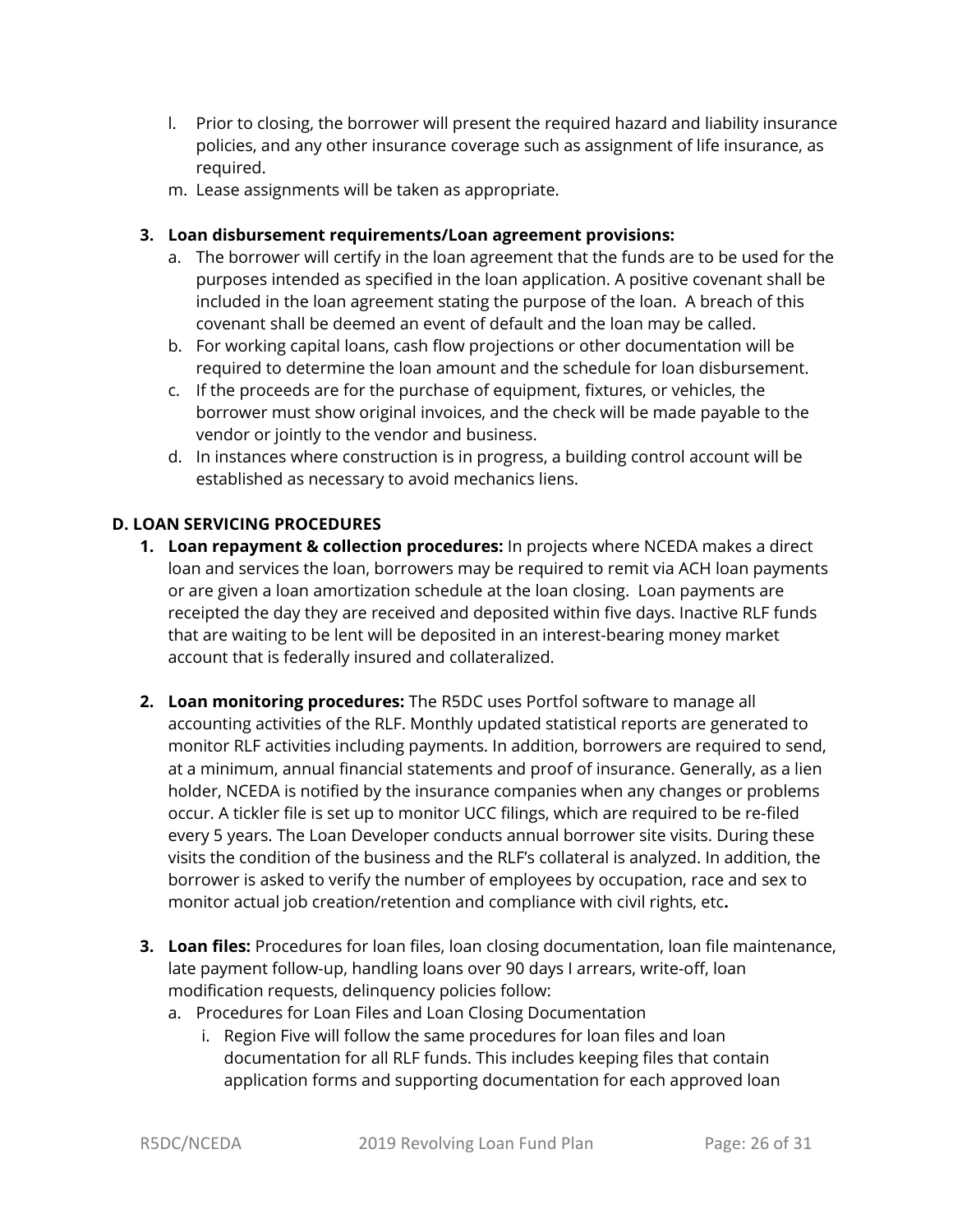l. Prior to closing, the borrower will present the required hazard and liability insurance policies, and any other insurance coverage such as assignment of life insurance, as required.
m. Lease assignments will be taken as appropriate.

3. **Loan disbursement requirements/Loan agreement provisions:**
   a. The borrower will certify in the loan agreement that the funds are to be used for the purposes intended as specified in the loan application. A positive covenant shall be included in the loan agreement stating the purpose of the loan. A breach of this covenant shall be deemed an event of default and the loan may be called.
   b. For working capital loans, cash flow projections or other documentation will be required to determine the loan amount and the schedule for loan disbursement.
   c. If the proceeds are for the purchase of equipment, fixtures, or vehicles, the borrower must show original invoices, and the check will be made payable to the vendor or jointly to the vendor and business.
   d. In instances where construction is in progress, a building control account will be established as necessary to avoid mechanics liens.

### D. LOAN SERVICING PROCEDURES

1. **Loan repayment & collection procedures:** In projects where NCEDA makes a direct loan and services the loan, borrowers may be required to remit via ACH loan payments or are given a loan amortization schedule at the loan closing. Loan payments are receipted the day they are received and deposited within five days. Inactive RLF funds that are waiting to be lent will be deposited in an interest-bearing money market account that is federally insured and collateralized.

2. **Loan monitoring procedures:** The R5DC uses Portfol software to manage all accounting activities of the RLF. Monthly updated statistical reports are generated to monitor RLF activities including payments. In addition, borrowers are required to send, at a minimum, annual financial statements and proof of insurance. Generally, as a lien holder, NCEDA is notified by the insurance companies when any changes or problems occur. A tickler file is set up to monitor UCC filings, which are required to be re-filed every 5 years. The Loan Developer conducts annual borrower site visits. During these visits the condition of the business and the RLF's collateral is analyzed. In addition, the borrower is asked to verify the number of employees by occupation, race and sex to monitor actual job creation/retention and compliance with civil rights, etc**.**

3. **Loan files:** Procedures for loan files, loan closing documentation, loan file maintenance, late payment follow-up, handling loans over 90 days I arrears, write-off, loan modification requests, delinquency policies follow:
   a. Procedures for Loan Files and Loan Closing Documentation
      i. Region Five will follow the same procedures for loan files and loan documentation for all RLF funds. This includes keeping files that contain application forms and supporting documentation for each approved loan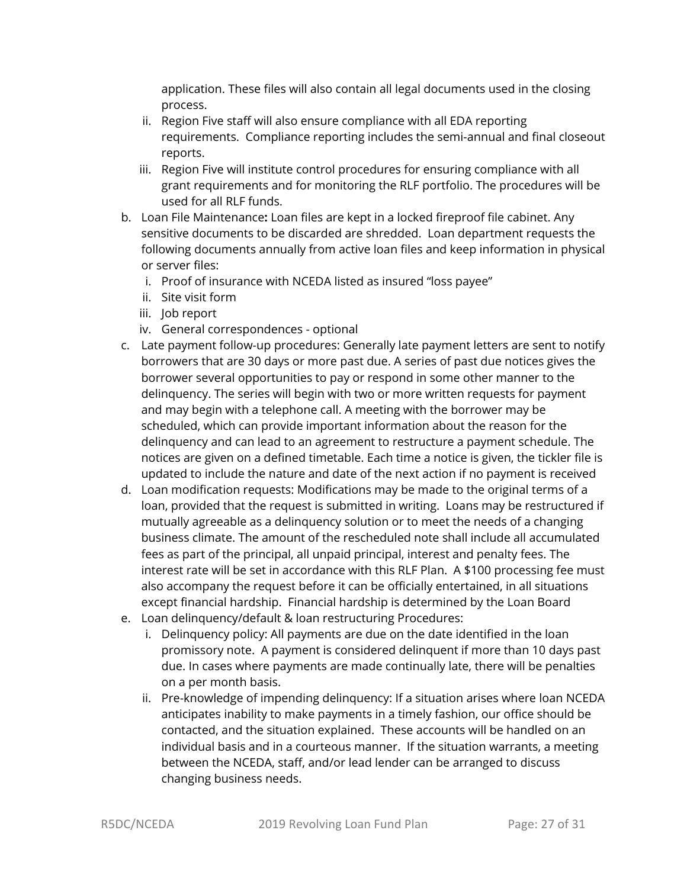application. These files will also contain all legal documents used in the closing process.

   ii. Region Five staff will also ensure compliance with all EDA reporting requirements. Compliance reporting includes the semi-annual and final closeout reports.
   iii. Region Five will institute control procedures for ensuring compliance with all grant requirements and for monitoring the RLF portfolio. The procedures will be used for all RLF funds.

b. Loan File Maintenance**:** Loan files are kept in a locked fireproof file cabinet. Any sensitive documents to be discarded are shredded. Loan department requests the following documents annually from active loan files and keep information in physical or server files:
   i. Proof of insurance with NCEDA listed as insured "loss payee"
   ii. Site visit form
   iii. Job report
   iv. General correspondences - optional
c. Late payment follow-up procedures: Generally late payment letters are sent to notify borrowers that are 30 days or more past due. A series of past due notices gives the borrower several opportunities to pay or respond in some other manner to the delinquency. The series will begin with two or more written requests for payment and may begin with a telephone call. A meeting with the borrower may be scheduled, which can provide important information about the reason for the delinquency and can lead to an agreement to restructure a payment schedule. The notices are given on a defined timetable. Each time a notice is given, the tickler file is updated to include the nature and date of the next action if no payment is received
d. Loan modification requests: Modifications may be made to the original terms of a loan, provided that the request is submitted in writing. Loans may be restructured if mutually agreeable as a delinquency solution or to meet the needs of a changing business climate. The amount of the rescheduled note shall include all accumulated fees as part of the principal, all unpaid principal, interest and penalty fees. The interest rate will be set in accordance with this RLF Plan. A $100 processing fee must also accompany the request before it can be officially entertained, in all situations except financial hardship. Financial hardship is determined by the Loan Board
e. Loan delinquency/default & loan restructuring Procedures:
   i. Delinquency policy: All payments are due on the date identified in the loan promissory note. A payment is considered delinquent if more than 10 days past due. In cases where payments are made continually late, there will be penalties on a per month basis.
   ii. Pre-knowledge of impending delinquency: If a situation arises where loan NCEDA anticipates inability to make payments in a timely fashion, our office should be contacted, and the situation explained. These accounts will be handled on an individual basis and in a courteous manner. If the situation warrants, a meeting between the NCEDA, staff, and/or lead lender can be arranged to discuss changing business needs.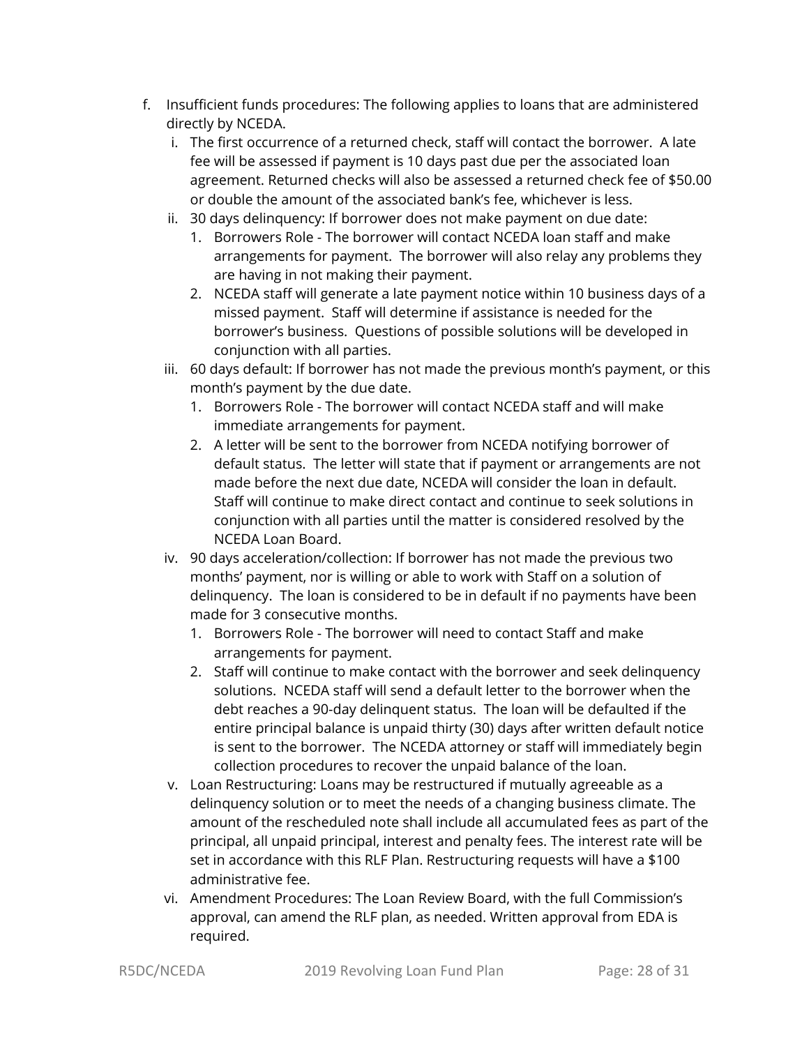f. Insufficient funds procedures: The following applies to loans that are administered directly by NCEDA.
   i. The first occurrence of a returned check, staff will contact the borrower. A late fee will be assessed if payment is 10 days past due per the associated loan agreement. Returned checks will also be assessed a returned check fee of $50.00 or double the amount of the associated bank's fee, whichever is less.
   ii. 30 days delinquency: If borrower does not make payment on due date:
      1. Borrowers Role - The borrower will contact NCEDA loan staff and make arrangements for payment. The borrower will also relay any problems they are having in not making their payment.
      2. NCEDA staff will generate a late payment notice within 10 business days of a missed payment. Staff will determine if assistance is needed for the borrower's business. Questions of possible solutions will be developed in conjunction with all parties.
   iii. 60 days default: If borrower has not made the previous month's payment, or this month's payment by the due date.
      1. Borrowers Role - The borrower will contact NCEDA staff and will make immediate arrangements for payment.
      2. A letter will be sent to the borrower from NCEDA notifying borrower of default status. The letter will state that if payment or arrangements are not made before the next due date, NCEDA will consider the loan in default. Staff will continue to make direct contact and continue to seek solutions in conjunction with all parties until the matter is considered resolved by the NCEDA Loan Board.
   iv. 90 days acceleration/collection: If borrower has not made the previous two months' payment, nor is willing or able to work with Staff on a solution of delinquency. The loan is considered to be in default if no payments have been made for 3 consecutive months.
      1. Borrowers Role - The borrower will need to contact Staff and make arrangements for payment.
      2. Staff will continue to make contact with the borrower and seek delinquency solutions. NCEDA staff will send a default letter to the borrower when the debt reaches a 90-day delinquent status. The loan will be defaulted if the entire principal balance is unpaid thirty (30) days after written default notice is sent to the borrower. The NCEDA attorney or staff will immediately begin collection procedures to recover the unpaid balance of the loan.
   v. Loan Restructuring: Loans may be restructured if mutually agreeable as a delinquency solution or to meet the needs of a changing business climate. The amount of the rescheduled note shall include all accumulated fees as part of the principal, all unpaid principal, interest and penalty fees. The interest rate will be set in accordance with this RLF Plan. Restructuring requests will have a $100 administrative fee.
   vi. Amendment Procedures: The Loan Review Board, with the full Commission's approval, can amend the RLF plan, as needed. Written approval from EDA is required.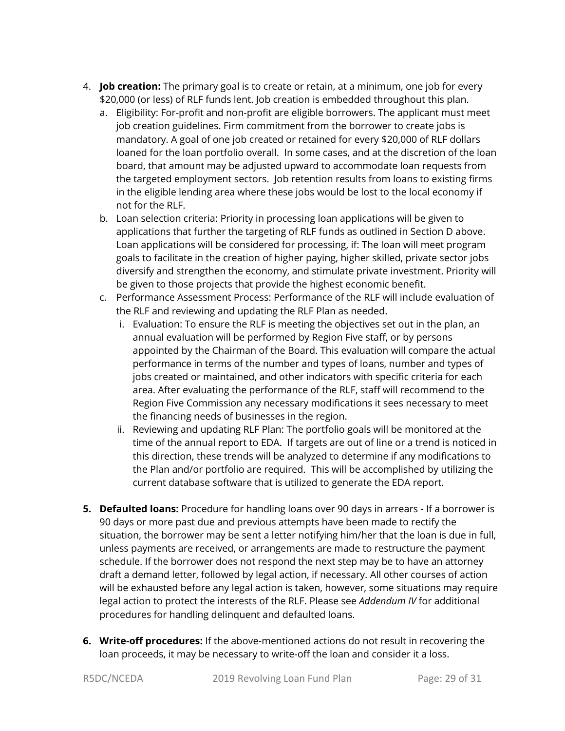4. **Job creation:** The primary goal is to create or retain, at a minimum, one job for every $20,000 (or less) of RLF funds lent. Job creation is embedded throughout this plan.
   a. Eligibility: For-profit and non-profit are eligible borrowers. The applicant must meet job creation guidelines. Firm commitment from the borrower to create jobs is mandatory. A goal of one job created or retained for every $20,000 of RLF dollars loaned for the loan portfolio overall. In some cases, and at the discretion of the loan board, that amount may be adjusted upward to accommodate loan requests from the targeted employment sectors. Job retention results from loans to existing firms in the eligible lending area where these jobs would be lost to the local economy if not for the RLF.
   b. Loan selection criteria: Priority in processing loan applications will be given to applications that further the targeting of RLF funds as outlined in Section D above. Loan applications will be considered for processing, if: The loan will meet program goals to facilitate in the creation of higher paying, higher skilled, private sector jobs diversify and strengthen the economy, and stimulate private investment. Priority will be given to those projects that provide the highest economic benefit.
   c. Performance Assessment Process: Performance of the RLF will include evaluation of the RLF and reviewing and updating the RLF Plan as needed.
      i. Evaluation: To ensure the RLF is meeting the objectives set out in the plan, an annual evaluation will be performed by Region Five staff, or by persons appointed by the Chairman of the Board. This evaluation will compare the actual performance in terms of the number and types of loans, number and types of jobs created or maintained, and other indicators with specific criteria for each area. After evaluating the performance of the RLF, staff will recommend to the Region Five Commission any necessary modifications it sees necessary to meet the financing needs of businesses in the region.
      ii. Reviewing and updating RLF Plan: The portfolio goals will be monitored at the time of the annual report to EDA. If targets are out of line or a trend is noticed in this direction, these trends will be analyzed to determine if any modifications to the Plan and/or portfolio are required. This will be accomplished by utilizing the current database software that is utilized to generate the EDA report.

5. **Defaulted loans:** Procedure for handling loans over 90 days in arrears - If a borrower is 90 days or more past due and previous attempts have been made to rectify the situation, the borrower may be sent a letter notifying him/her that the loan is due in full, unless payments are received, or arrangements are made to restructure the payment schedule. If the borrower does not respond the next step may be to have an attorney draft a demand letter, followed by legal action, if necessary. All other courses of action will be exhausted before any legal action is taken, however, some situations may require legal action to protect the interests of the RLF. Please see *Addendum IV* for additional procedures for handling delinquent and defaulted loans.

6. **Write-off procedures:** If the above-mentioned actions do not result in recovering the loan proceeds, it may be necessary to write-off the loan and consider it a loss.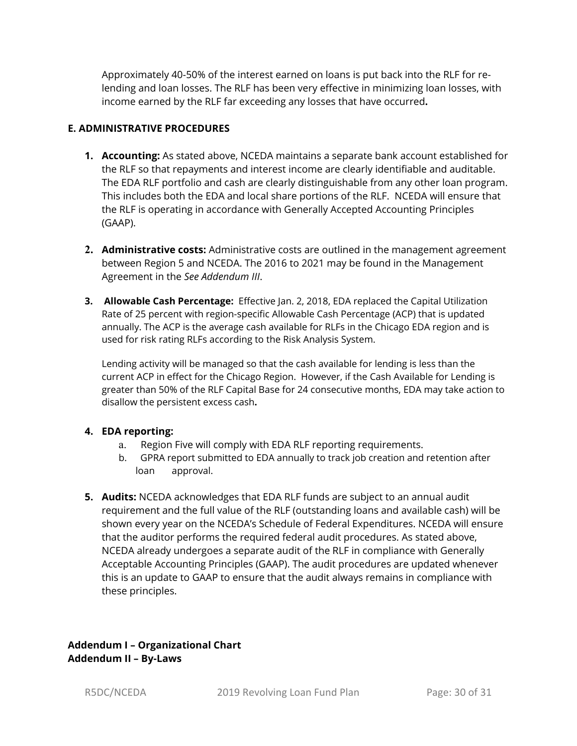Approximately 40-50% of the interest earned on loans is put back into the RLF for re-lending and loan losses. The RLF has been very effective in minimizing loan losses, with income earned by the RLF far exceeding any losses that have occurred**.**

**E. ADMINISTRATIVE PROCEDURES**

1. **Accounting:** As stated above, NCEDA maintains a separate bank account established for the RLF so that repayments and interest income are clearly identifiable and auditable. The EDA RLF portfolio and cash are clearly distinguishable from any other loan program. This includes both the EDA and local share portions of the RLF. NCEDA will ensure that the RLF is operating in accordance with Generally Accepted Accounting Principles (GAAP).

2. **Administrative costs:** Administrative costs are outlined in the management agreement between Region 5 and NCEDA. The 2016 to 2021 may be found in the Management Agreement in the *See Addendum III*.

3. **Allowable Cash Percentage:** Effective Jan. 2, 2018, EDA replaced the Capital Utilization Rate of 25 percent with region-specific Allowable Cash Percentage (ACP) that is updated annually. The ACP is the average cash available for RLFs in the Chicago EDA region and is used for risk rating RLFs according to the Risk Analysis System.

   Lending activity will be managed so that the cash available for lending is less than the current ACP in effect for the Chicago Region. However, if the Cash Available for Lending is greater than 50% of the RLF Capital Base for 24 consecutive months, EDA may take action to disallow the persistent excess cash**.**

4. **EDA reporting:**
   a. Region Five will comply with EDA RLF reporting requirements.
   b. GPRA report submitted to EDA annually to track job creation and retention after loan approval.

5. **Audits:** NCEDA acknowledges that EDA RLF funds are subject to an annual audit requirement and the full value of the RLF (outstanding loans and available cash) will be shown every year on the NCEDA's Schedule of Federal Expenditures. NCEDA will ensure that the auditor performs the required federal audit procedures. As stated above, NCEDA already undergoes a separate audit of the RLF in compliance with Generally Acceptable Accounting Principles (GAAP). The audit procedures are updated whenever this is an update to GAAP to ensure that the audit always remains in compliance with these principles.

**Addendum I – Organizational Chart**
**Addendum II – By-Laws**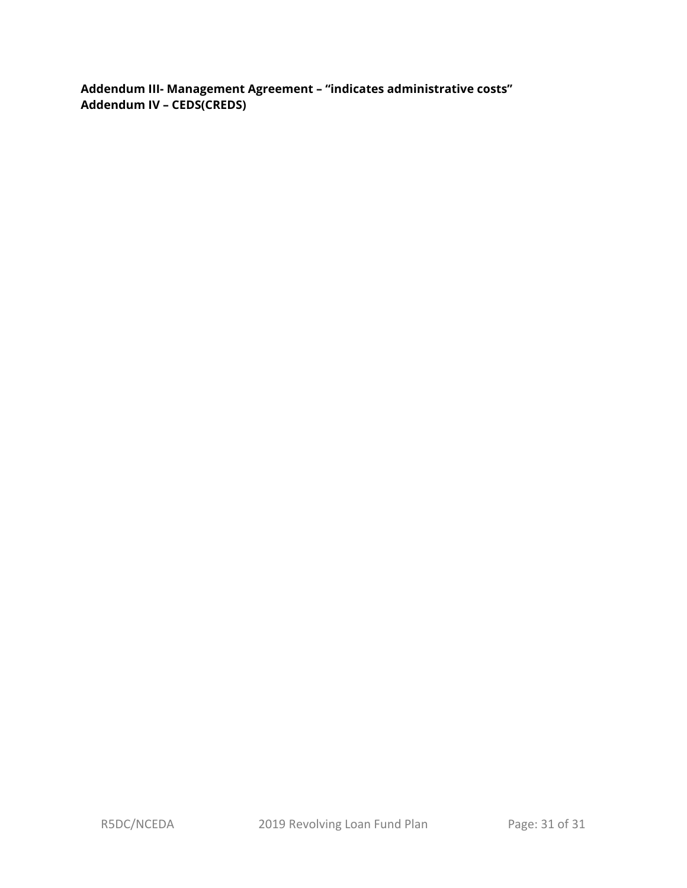**Addendum III- Management Agreement – "indicates administrative costs"**
**Addendum IV – CEDS(CREDS)**